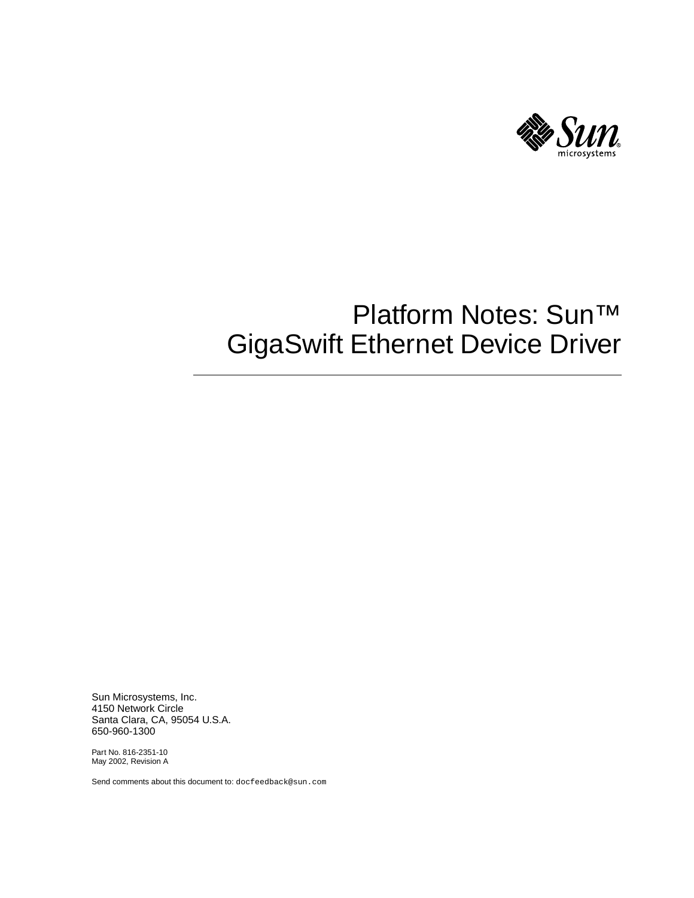# Platform Notes: Sun™ GigaSwift Ethernet Device Driver

Sun Microsystems, Inc.
4150 Network Circle
Santa Clara, CA, 95054 U.S.A.
650-960-1300

Part No. 816-2351-10
May 2002, Revision A

Send comments about this document to: docfeedback@sun.com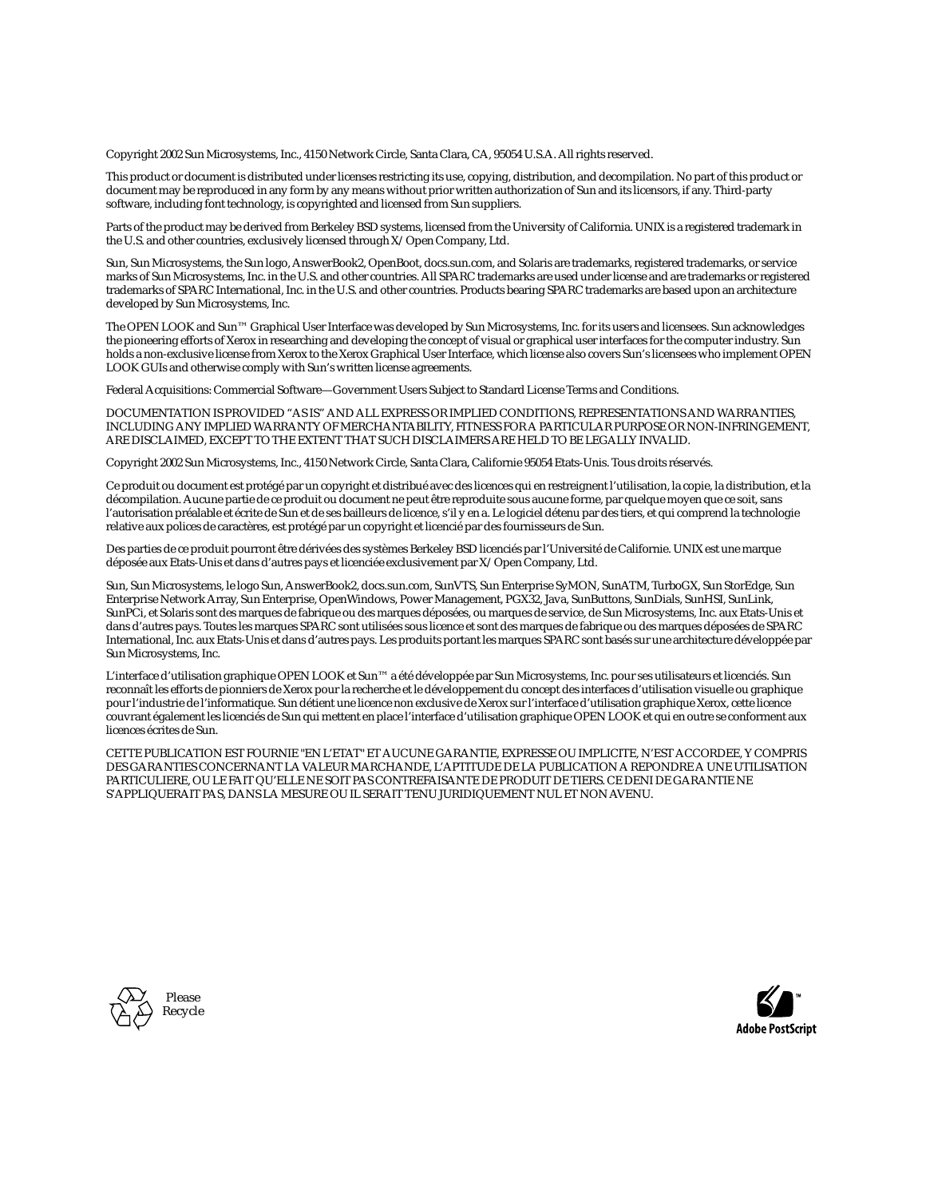Copyright 2002 Sun Microsystems, Inc., 4150 Network Circle, Santa Clara, CA, 95054 U.S.A. All rights reserved.

This product or document is distributed under licenses restricting its use, copying, distribution, and decompilation. No part of this product or document may be reproduced in any form by any means without prior written authorization of Sun and its licensors, if any. Third-party software, including font technology, is copyrighted and licensed from Sun suppliers.

Parts of the product may be derived from Berkeley BSD systems, licensed from the University of California. UNIX is a registered trademark in the U.S. and other countries, exclusively licensed through X/Open Company, Ltd.

Sun, Sun Microsystems, the Sun logo, AnswerBook2, OpenBoot, docs.sun.com, and Solaris are trademarks, registered trademarks, or service marks of Sun Microsystems, Inc. in the U.S. and other countries. All SPARC trademarks are used under license and are trademarks or registered trademarks of SPARC International, Inc. in the U.S. and other countries. Products bearing SPARC trademarks are based upon an architecture developed by Sun Microsystems, Inc.

The OPEN LOOK and Sun™ Graphical User Interface was developed by Sun Microsystems, Inc. for its users and licensees. Sun acknowledges the pioneering efforts of Xerox in researching and developing the concept of visual or graphical user interfaces for the computer industry. Sun holds a non-exclusive license from Xerox to the Xerox Graphical User Interface, which license also covers Sun's licensees who implement OPEN LOOK GUIs and otherwise comply with Sun's written license agreements.

Federal Acquisitions: Commercial Software—Government Users Subject to Standard License Terms and Conditions.

DOCUMENTATION IS PROVIDED "AS IS" AND ALL EXPRESS OR IMPLIED CONDITIONS, REPRESENTATIONS AND WARRANTIES, INCLUDING ANY IMPLIED WARRANTY OF MERCHANTABILITY, FITNESS FOR A PARTICULAR PURPOSE OR NON-INFRINGEMENT, ARE DISCLAIMED, EXCEPT TO THE EXTENT THAT SUCH DISCLAIMERS ARE HELD TO BE LEGALLY INVALID.

Copyright 2002 Sun Microsystems, Inc., 4150 Network Circle, Santa Clara, Californie 95054 Etats-Unis. Tous droits réservés.

Ce produit ou document est protégé par un copyright et distribué avec des licences qui en restreignent l'utilisation, la copie, la distribution, et la décompilation. Aucune partie de ce produit ou document ne peut être reproduite sous aucune forme, par quelque moyen que ce soit, sans l'autorisation préalable et écrite de Sun et de ses bailleurs de licence, s'il y en a. Le logiciel détenu par des tiers, et qui comprend la technologie relative aux polices de caractères, est protégé par un copyright et licencié par des fournisseurs de Sun.

Des parties de ce produit pourront être dérivées des systèmes Berkeley BSD licenciés par l'Université de Californie. UNIX est une marque déposée aux Etats-Unis et dans d'autres pays et licenciée exclusivement par X/Open Company, Ltd.

Sun, Sun Microsystems, le logo Sun, AnswerBook2, docs.sun.com, SunVTS, Sun Enterprise SyMON, SunATM, TurboGX, Sun StorEdge, Sun Enterprise Network Array, Sun Enterprise, OpenWindows, Power Management, PGX32, Java, SunButtons, SunDials, SunHSI, SunLink, SunPCi, et Solaris sont des marques de fabrique ou des marques déposées, ou marques de service, de Sun Microsystems, Inc. aux Etats-Unis et dans d'autres pays. Toutes les marques SPARC sont utilisées sous licence et sont des marques de fabrique ou des marques déposées de SPARC International, Inc. aux Etats-Unis et dans d'autres pays. Les produits portant les marques SPARC sont basés sur une architecture développée par Sun Microsystems, Inc.

L'interface d'utilisation graphique OPEN LOOK et Sun™ a été développée par Sun Microsystems, Inc. pour ses utilisateurs et licenciés. Sun reconnaît les efforts de pionniers de Xerox pour la recherche et le développement du concept des interfaces d'utilisation visuelle ou graphique pour l'industrie de l'informatique. Sun détient une licence non exclusive de Xerox sur l'interface d'utilisation graphique Xerox, cette licence couvrant également les licenciés de Sun qui mettent en place l'interface d'utilisation graphique OPEN LOOK et qui en outre se conforment aux licences écrites de Sun.

CETTE PUBLICATION EST FOURNIE "EN L'ETAT" ET AUCUNE GARANTIE, EXPRESSE OU IMPLICITE, N'EST ACCORDEE, Y COMPRIS DES GARANTIES CONCERNANT LA VALEUR MARCHANDE, L'APTITUDE DE LA PUBLICATION A REPONDRE A UNE UTILISATION PARTICULIERE, OU LE FAIT QU'ELLE NE SOIT PAS CONTREFAISANTE DE PRODUIT DE TIERS. CE DENI DE GARANTIE NE S'APPLIQUERAIT PAS, DANS LA MESURE OU IL SERAIT TENU JURIDIQUEMENT NUL ET NON AVENU.

Please Recycle

Adobe PostScript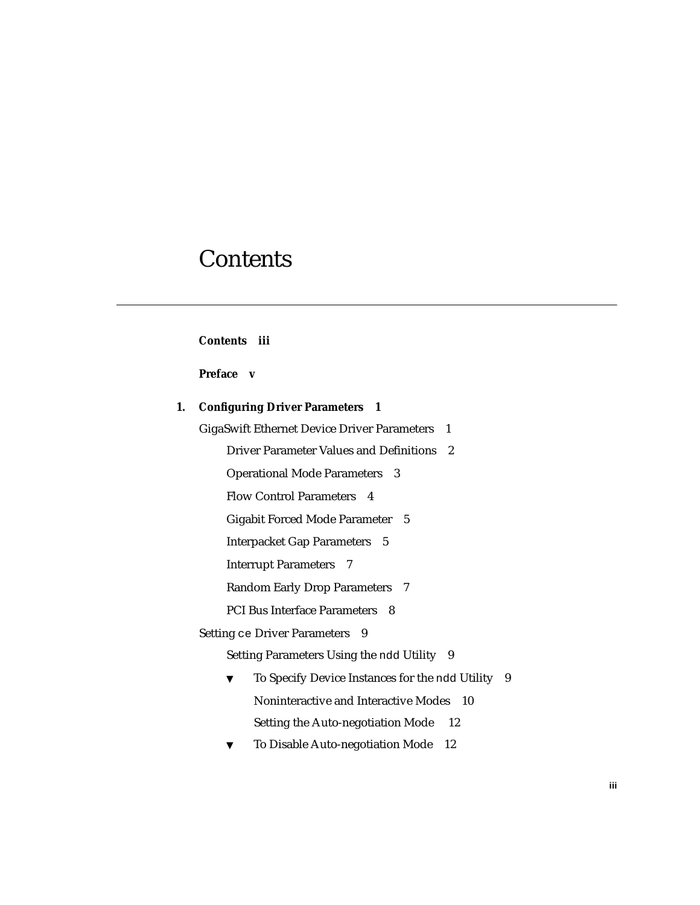# Contents

**Contents iii**

**Preface v**

**1. Configuring Driver Parameters 1**

GigaSwift Ethernet Device Driver Parameters 1

- Driver Parameter Values and Definitions 2
- Operational Mode Parameters 3
- Flow Control Parameters 4
- Gigabit Forced Mode Parameter 5
- Interpacket Gap Parameters 5
- Interrupt Parameters 7
- Random Early Drop Parameters 7
- PCI Bus Interface Parameters 8

Setting `ce` Driver Parameters 9

- Setting Parameters Using the `ndd` Utility 9
- ▼ To Specify Device Instances for the `ndd` Utility 9
  - Noninteractive and Interactive Modes 10
  - Setting the Auto-negotiation Mode 12
- ▼ To Disable Auto-negotiation Mode 12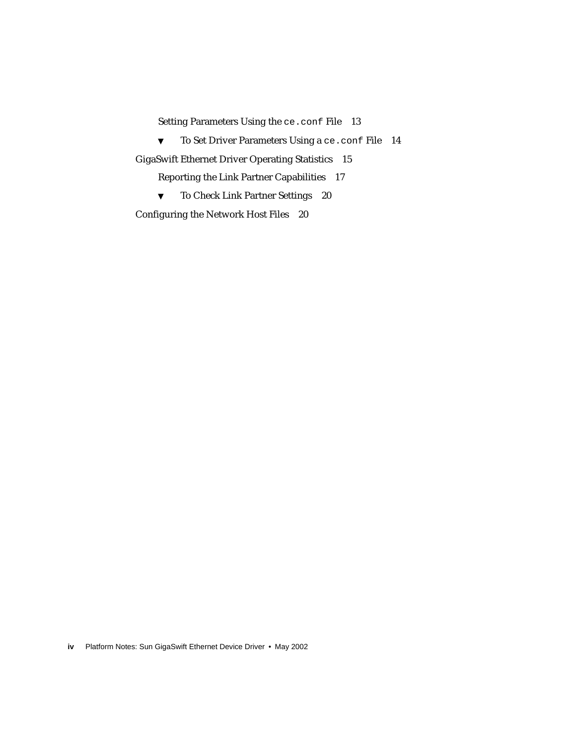Setting Parameters Using the `ce.conf` File 13

▼ To Set Driver Parameters Using a `ce.conf` File 14

GigaSwift Ethernet Driver Operating Statistics 15

Reporting the Link Partner Capabilities 17

▼ To Check Link Partner Settings 20

Configuring the Network Host Files 20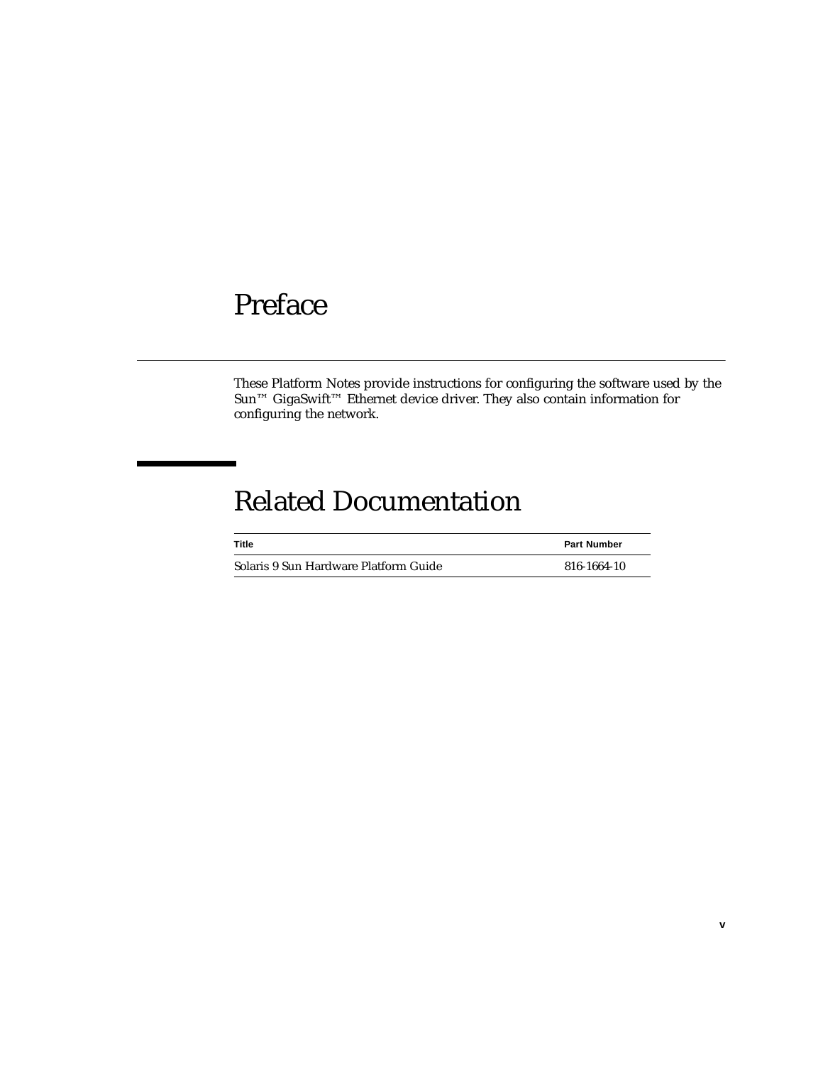# Preface

These Platform Notes provide instructions for configuring the software used by the Sun™ GigaSwift™ Ethernet device driver. They also contain information for configuring the network.

## Related Documentation

| Title | Part Number |
|---|---|
| Solaris 9 Sun Hardware Platform Guide | 816-1664-10 |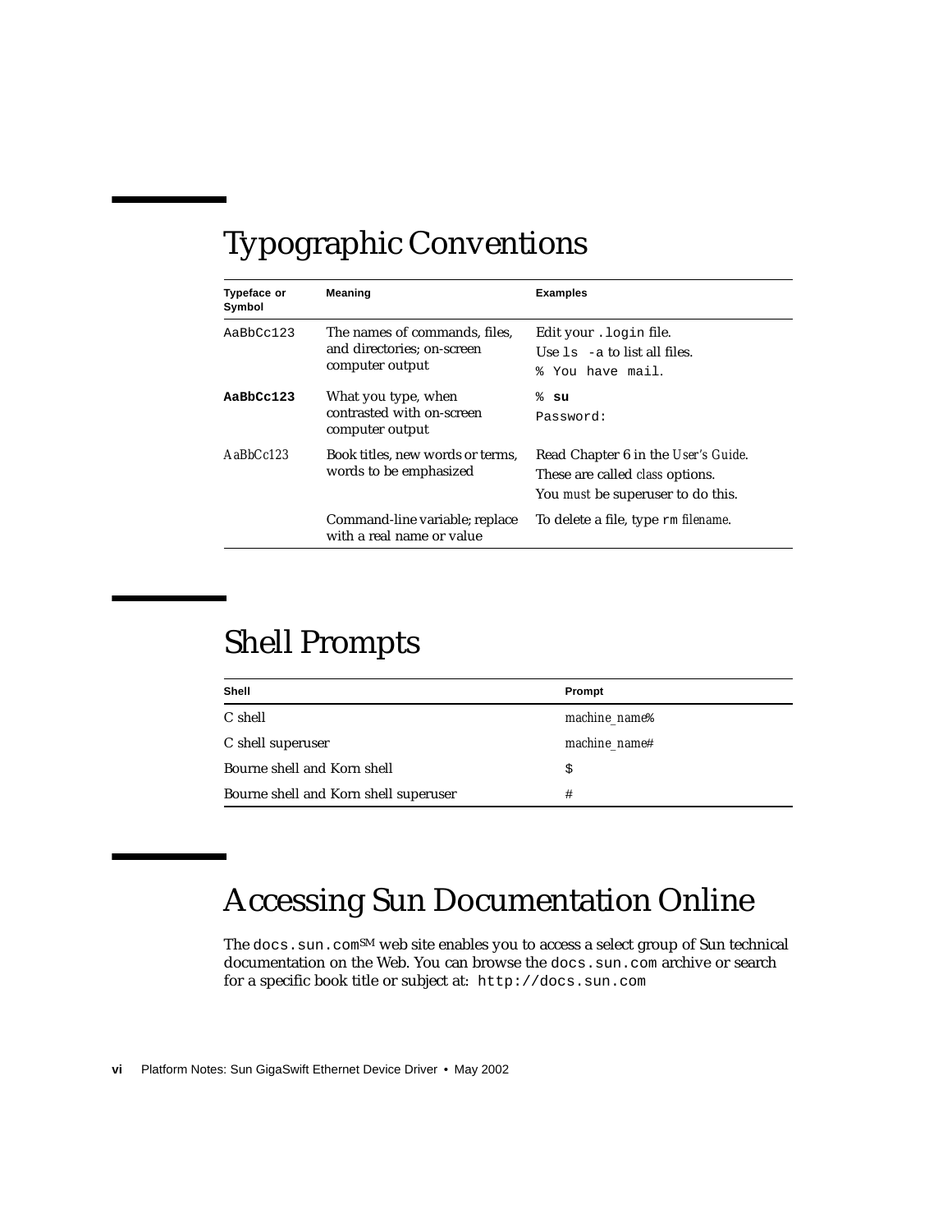## Typographic Conventions

| Typeface or Symbol | Meaning | Examples |
|---|---|---|
| `AaBbCc123` | The names of commands, files, and directories; on-screen computer output | Edit your `.login` file.<br>Use `ls -a` to list all files.<br>`% You have mail.` |
| **`AaBbCc123`** | What you type, when contrasted with on-screen computer output | `%` **`su`**<br>`Password:` |
| *AaBbCc123* | Book titles, new words or terms, words to be emphasized | Read Chapter 6 in the *User's Guide*.<br>These are called *class* options.<br>You *must* be superuser to do this. |
| | Command-line variable; replace with a real name or value | To delete a file, type `rm` *filename*. |

## Shell Prompts

| Shell | Prompt |
|---|---|
| C shell | *machine_name*% |
| C shell superuser | *machine_name*# |
| Bourne shell and Korn shell | `$` |
| Bourne shell and Korn shell superuser | `#` |

## Accessing Sun Documentation Online

The `docs.sun.com`SM web site enables you to access a select group of Sun technical documentation on the Web. You can browse the `docs.sun.com` archive or search for a specific book title or subject at: `http://docs.sun.com`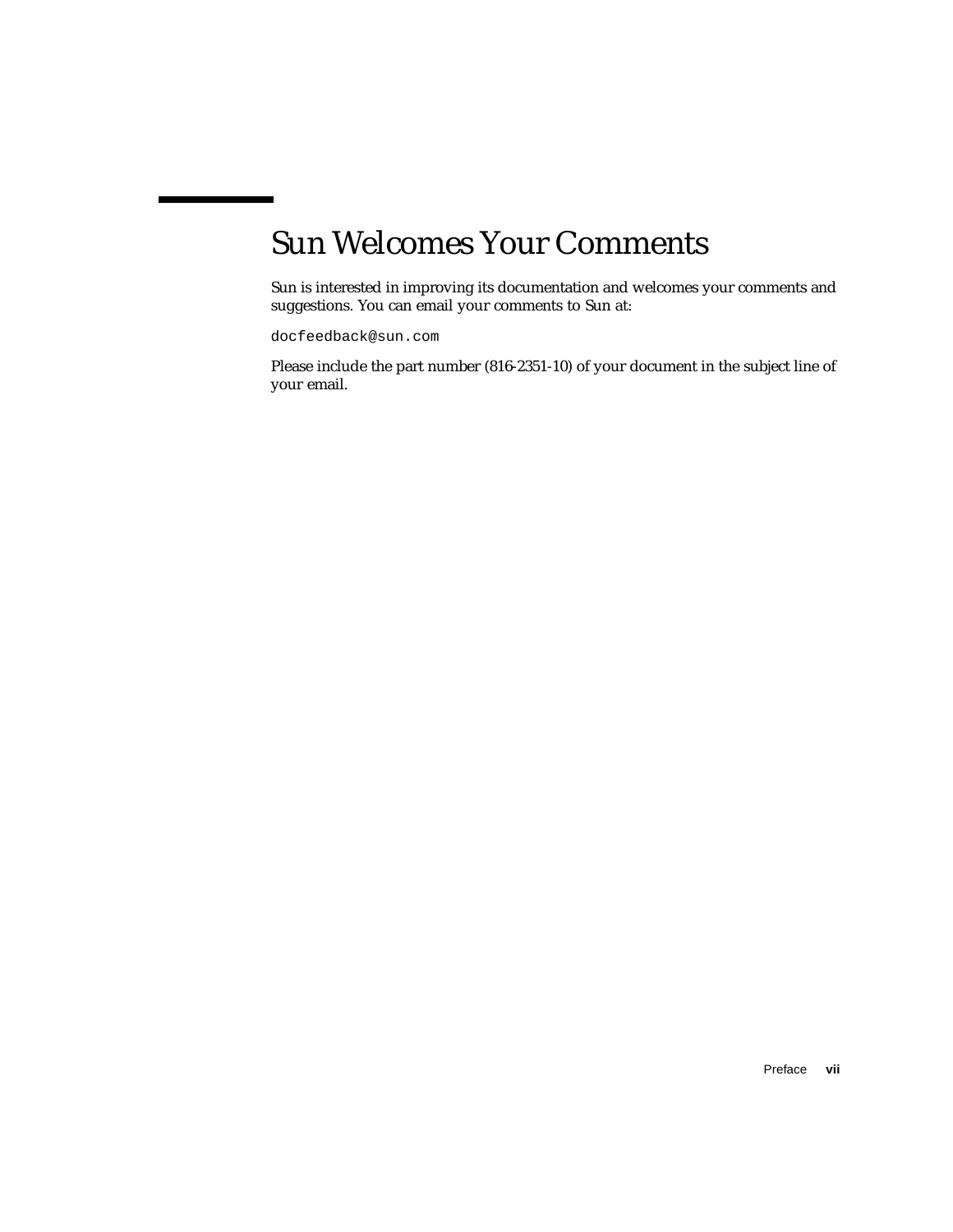# Sun Welcomes Your Comments

Sun is interested in improving its documentation and welcomes your comments and suggestions. You can email your comments to Sun at:

`docfeedback@sun.com`

Please include the part number (816-2351-10) of your document in the subject line of your email.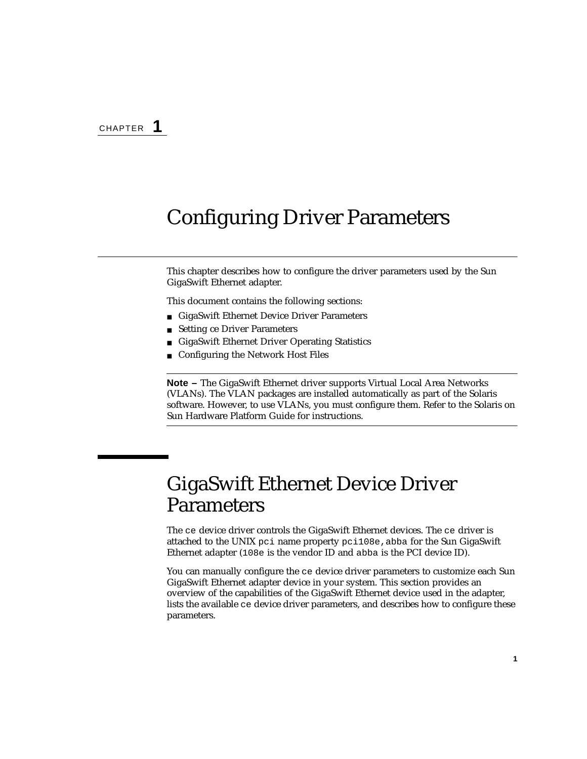CHAPTER **1**

# Configuring Driver Parameters

This chapter describes how to configure the driver parameters used by the Sun GigaSwift Ethernet adapter.

This document contains the following sections:

- GigaSwift Ethernet Device Driver Parameters
- Setting ce Driver Parameters
- GigaSwift Ethernet Driver Operating Statistics
- Configuring the Network Host Files

---

**Note –** The GigaSwift Ethernet driver supports Virtual Local Area Networks (VLANs). The VLAN packages are installed automatically as part of the Solaris software. However, to use VLANs, you must configure them. Refer to the Solaris on Sun Hardware Platform Guide for instructions.

---

## GigaSwift Ethernet Device Driver Parameters

The `ce` device driver controls the GigaSwift Ethernet devices. The `ce` driver is attached to the UNIX `pci` name property `pci108e,abba` for the Sun GigaSwift Ethernet adapter (`108e` is the vendor ID and `abba` is the PCI device ID).

You can manually configure the `ce` device driver parameters to customize each Sun GigaSwift Ethernet adapter device in your system. This section provides an overview of the capabilities of the GigaSwift Ethernet device used in the adapter, lists the available `ce` device driver parameters, and describes how to configure these parameters.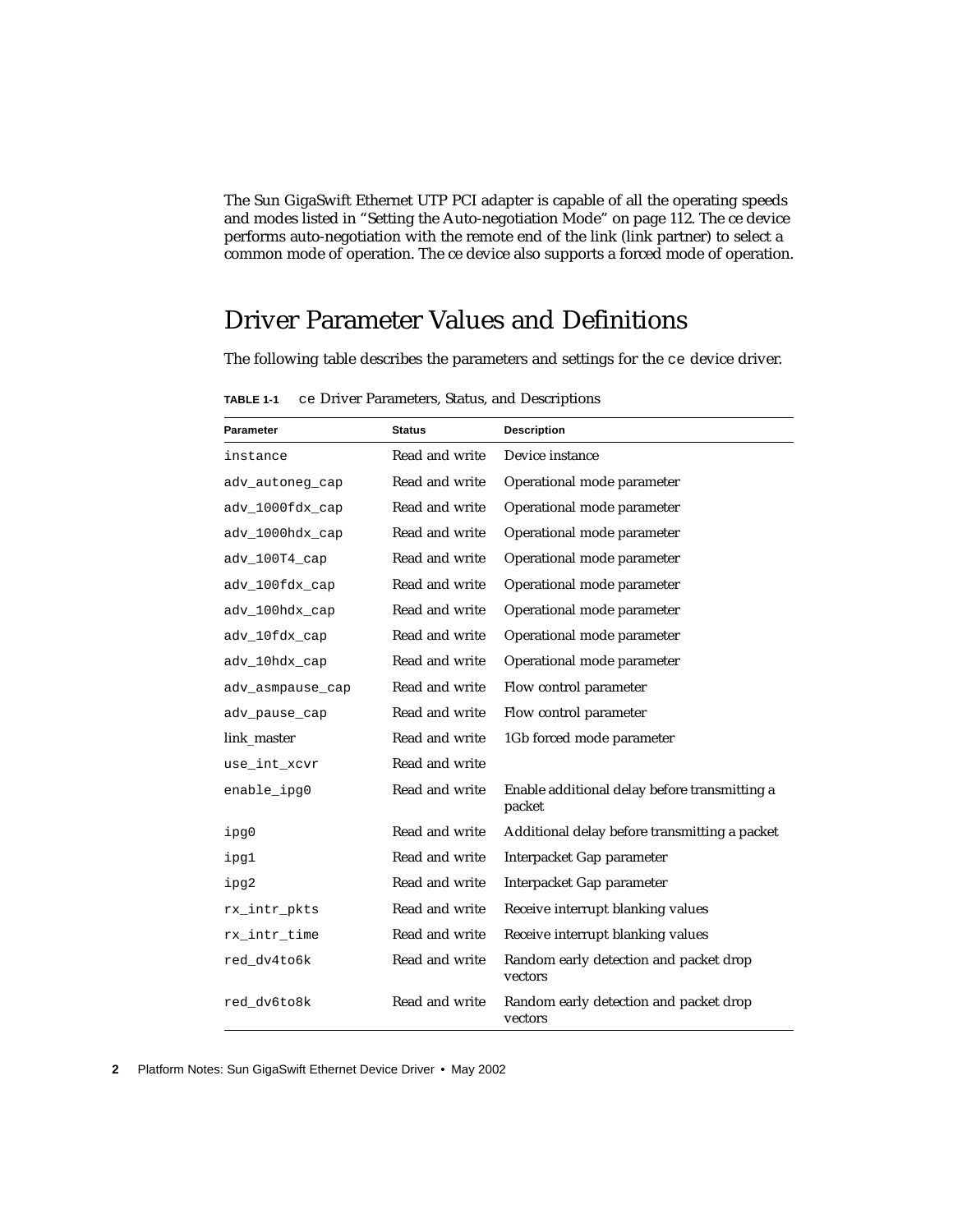The Sun GigaSwift Ethernet UTP PCI adapter is capable of all the operating speeds and modes listed in "Setting the Auto-negotiation Mode" on page 112. The ce device performs auto-negotiation with the remote end of the link (link partner) to select a common mode of operation. The ce device also supports a forced mode of operation.

## Driver Parameter Values and Definitions

The following table describes the parameters and settings for the ce device driver.

**TABLE 1-1** ce Driver Parameters, Status, and Descriptions

| Parameter | Status | Description |
|---|---|---|
| instance | Read and write | Device instance |
| adv_autoneg_cap | Read and write | Operational mode parameter |
| adv_1000fdx_cap | Read and write | Operational mode parameter |
| adv_1000hdx_cap | Read and write | Operational mode parameter |
| adv_100T4_cap | Read and write | Operational mode parameter |
| adv_100fdx_cap | Read and write | Operational mode parameter |
| adv_100hdx_cap | Read and write | Operational mode parameter |
| adv_10fdx_cap | Read and write | Operational mode parameter |
| adv_10hdx_cap | Read and write | Operational mode parameter |
| adv_asmpause_cap | Read and write | Flow control parameter |
| adv_pause_cap | Read and write | Flow control parameter |
| link_master | Read and write | 1Gb forced mode parameter |
| use_int_xcvr | Read and write | |
| enable_ipg0 | Read and write | Enable additional delay before transmitting a packet |
| ipg0 | Read and write | Additional delay before transmitting a packet |
| ipg1 | Read and write | Interpacket Gap parameter |
| ipg2 | Read and write | Interpacket Gap parameter |
| rx_intr_pkts | Read and write | Receive interrupt blanking values |
| rx_intr_time | Read and write | Receive interrupt blanking values |
| red_dv4to6k | Read and write | Random early detection and packet drop vectors |
| red_dv6to8k | Read and write | Random early detection and packet drop vectors |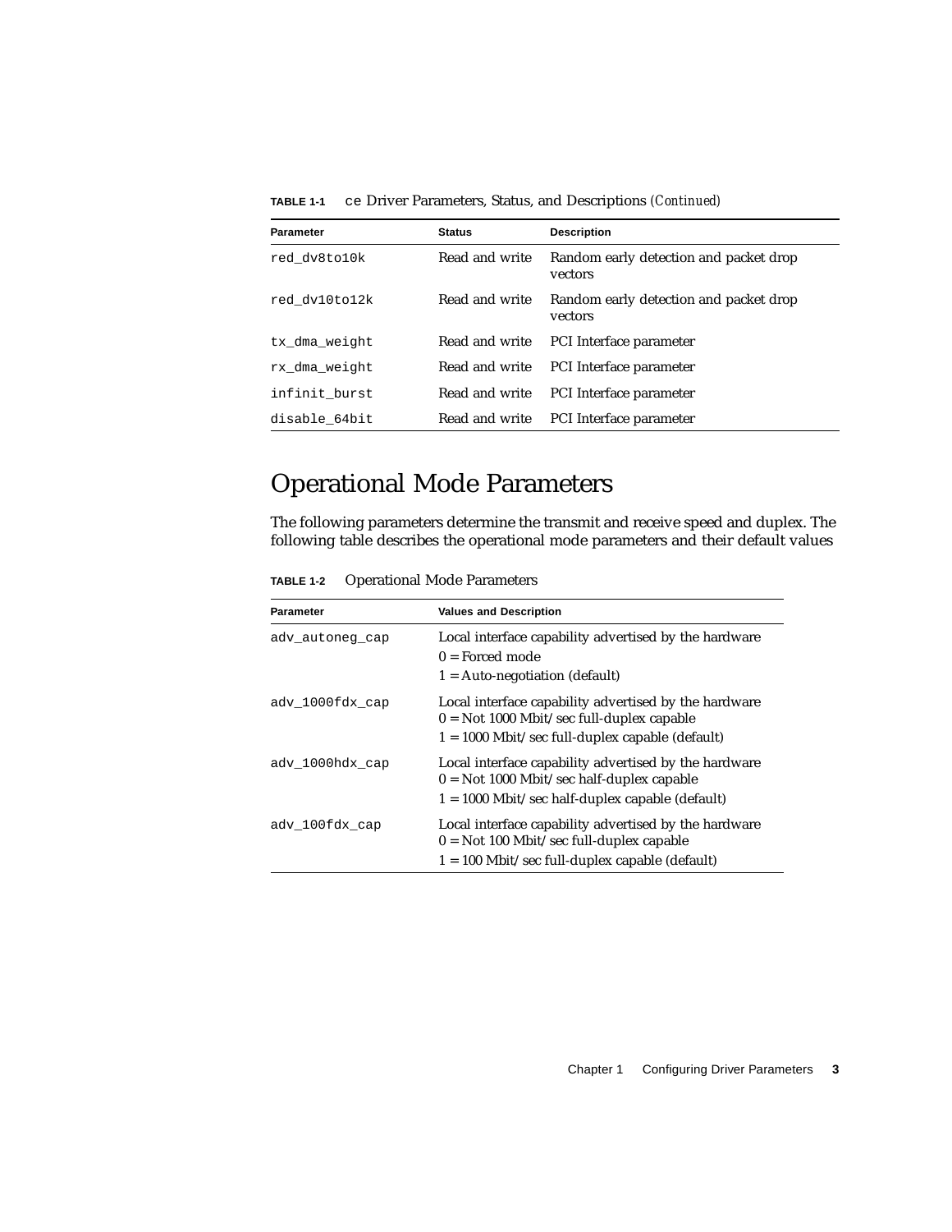**TABLE 1-1** `ce` Driver Parameters, Status, and Descriptions *(Continued)*

| Parameter | Status | Description |
|---|---|---|
| `red_dv8to10k` | Read and write | Random early detection and packet drop vectors |
| `red_dv10to12k` | Read and write | Random early detection and packet drop vectors |
| `tx_dma_weight` | Read and write | PCI Interface parameter |
| `rx_dma_weight` | Read and write | PCI Interface parameter |
| `infinit_burst` | Read and write | PCI Interface parameter |
| `disable_64bit` | Read and write | PCI Interface parameter |

# Operational Mode Parameters

The following parameters determine the transmit and receive speed and duplex. The following table describes the operational mode parameters and their default values

**TABLE 1-2** Operational Mode Parameters

| Parameter | Values and Description |
|---|---|
| `adv_autoneg_cap` | Local interface capability advertised by the hardware<br>0 = Forced mode<br>1 = Auto-negotiation (default) |
| `adv_1000fdx_cap` | Local interface capability advertised by the hardware<br>0 = Not 1000 Mbit/sec full-duplex capable<br>1 = 1000 Mbit/sec full-duplex capable (default) |
| `adv_1000hdx_cap` | Local interface capability advertised by the hardware<br>0 = Not 1000 Mbit/sec half-duplex capable<br>1 = 1000 Mbit/sec half-duplex capable (default) |
| `adv_100fdx_cap` | Local interface capability advertised by the hardware<br>0 = Not 100 Mbit/sec full-duplex capable<br>1 = 100 Mbit/sec full-duplex capable (default) |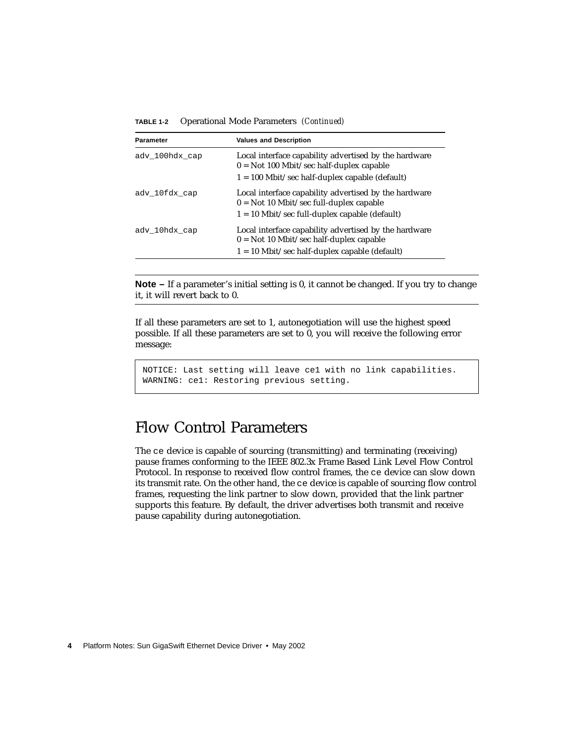**TABLE 1-2** Operational Mode Parameters *(Continued)*

| Parameter | Values and Description |
|---|---|
| `adv_100hdx_cap` | Local interface capability advertised by the hardware<br>0 = Not 100 Mbit/sec half-duplex capable<br>1 = 100 Mbit/sec half-duplex capable (default) |
| `adv_10fdx_cap` | Local interface capability advertised by the hardware<br>0 = Not 10 Mbit/sec full-duplex capable<br>1 = 10 Mbit/sec full-duplex capable (default) |
| `adv_10hdx_cap` | Local interface capability advertised by the hardware<br>0 = Not 10 Mbit/sec half-duplex capable<br>1 = 10 Mbit/sec half-duplex capable (default) |

---

**Note –** If a parameter's initial setting is 0, it cannot be changed. If you try to change it, it will revert back to 0.

---

If all these parameters are set to 1, autonegotiation will use the highest speed possible. If all these parameters are set to 0, you will receive the following error message:

```
NOTICE: Last setting will leave ce1 with no link capabilities.
WARNING: ce1: Restoring previous setting.
```

## Flow Control Parameters

The `ce` device is capable of sourcing (transmitting) and terminating (receiving) pause frames conforming to the IEEE 802.3x Frame Based Link Level Flow Control Protocol. In response to received flow control frames, the `ce` device can slow down its transmit rate. On the other hand, the `ce` device is capable of sourcing flow control frames, requesting the link partner to slow down, provided that the link partner supports this feature. By default, the driver advertises both transmit and receive pause capability during autonegotiation.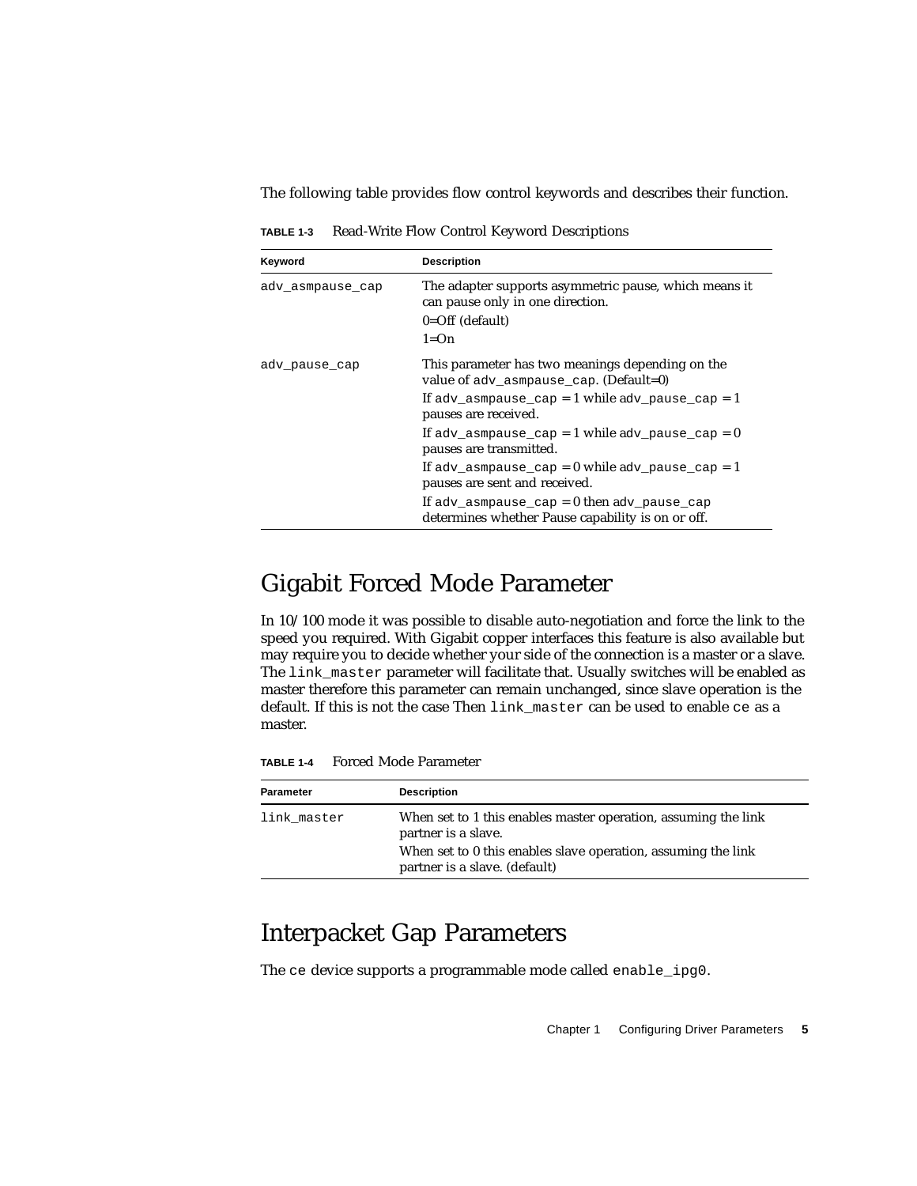The following table provides flow control keywords and describes their function.

**TABLE 1-3** Read-Write Flow Control Keyword Descriptions

| Keyword | Description |
|---|---|
| `adv_asmpause_cap` | The adapter supports asymmetric pause, which means it can pause only in one direction.<br>0=Off (default)<br>1=On |
| `adv_pause_cap` | This parameter has two meanings depending on the value of `adv_asmpause_cap`. (Default=0)<br>If `adv_asmpause_cap` = 1 while `adv_pause_cap` = 1 pauses are received.<br>If `adv_asmpause_cap` = 1 while `adv_pause_cap` = 0 pauses are transmitted.<br>If `adv_asmpause_cap` = 0 while `adv_pause_cap` = 1 pauses are sent and received.<br>If `adv_asmpause_cap` = 0 then `adv_pause_cap` determines whether Pause capability is on or off. |

## Gigabit Forced Mode Parameter

In 10/100 mode it was possible to disable auto-negotiation and force the link to the speed you required. With Gigabit copper interfaces this feature is also available but may require you to decide whether your side of the connection is a master or a slave. The `link_master` parameter will facilitate that. Usually switches will be enabled as master therefore this parameter can remain unchanged, since slave operation is the default. If this is not the case Then `link_master` can be used to enable `ce` as a master.

**TABLE 1-4** Forced Mode Parameter

| Parameter | Description |
|---|---|
| `link_master` | When set to 1 this enables master operation, assuming the link partner is a slave.<br>When set to 0 this enables slave operation, assuming the link partner is a slave. (default) |

## Interpacket Gap Parameters

The `ce` device supports a programmable mode called `enable_ipg0`.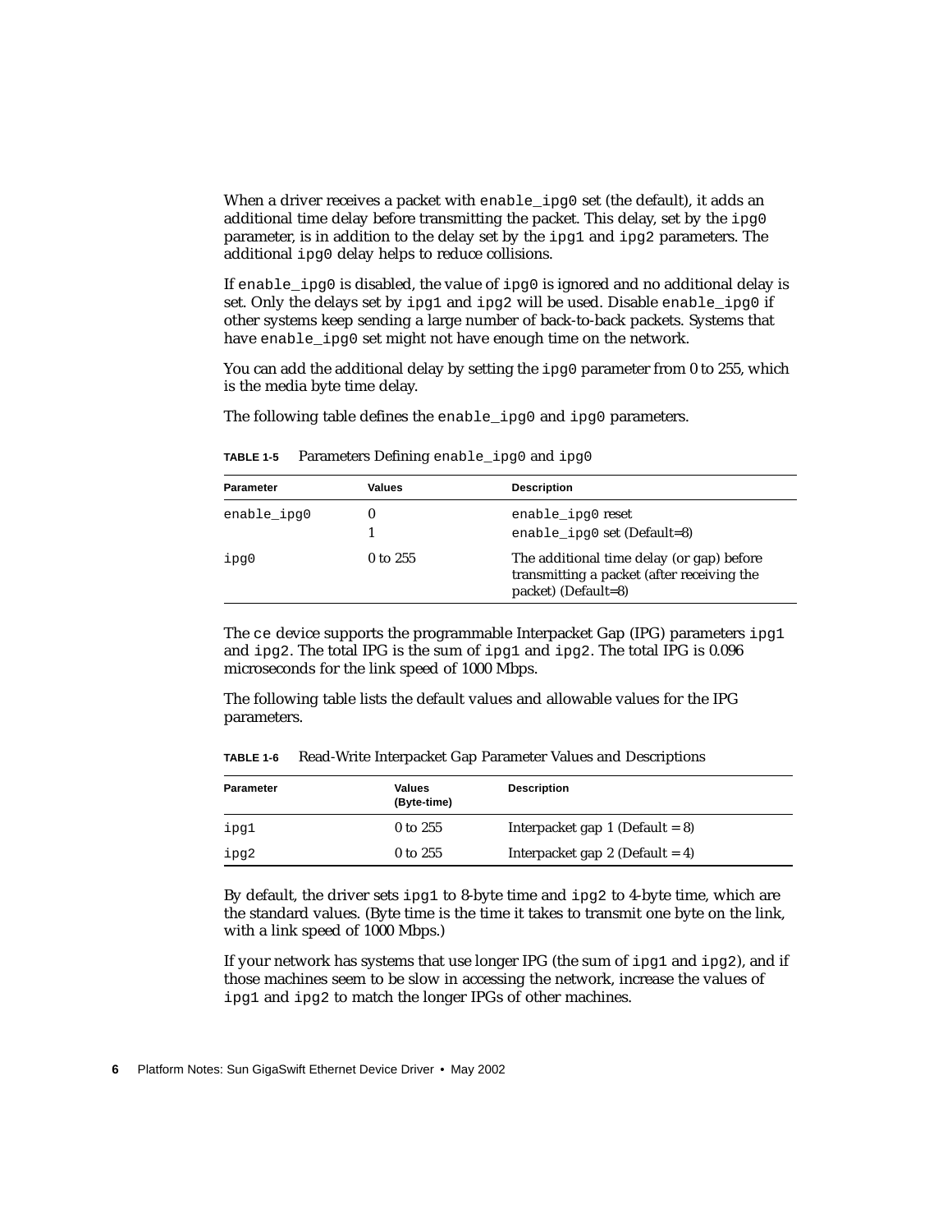When a driver receives a packet with `enable_ipg0` set (the default), it adds an additional time delay before transmitting the packet. This delay, set by the `ipg0` parameter, is in addition to the delay set by the `ipg1` and `ipg2` parameters. The additional `ipg0` delay helps to reduce collisions.

If `enable_ipg0` is disabled, the value of `ipg0` is ignored and no additional delay is set. Only the delays set by `ipg1` and `ipg2` will be used. Disable `enable_ipg0` if other systems keep sending a large number of back-to-back packets. Systems that have `enable_ipg0` set might not have enough time on the network.

You can add the additional delay by setting the `ipg0` parameter from 0 to 255, which is the media byte time delay.

The following table defines the `enable_ipg0` and `ipg0` parameters.

**TABLE 1-5** Parameters Defining `enable_ipg0` and `ipg0`

| Parameter | Values | Description |
|---|---|---|
| `enable_ipg0` | 0<br>1 | `enable_ipg0` reset<br>`enable_ipg0` set (Default=8) |
| `ipg0` | 0 to 255 | The additional time delay (or gap) before transmitting a packet (after receiving the packet) (Default=8) |

The `ce` device supports the programmable Interpacket Gap (IPG) parameters `ipg1` and `ipg2`. The total IPG is the sum of `ipg1` and `ipg2`. The total IPG is 0.096 microseconds for the link speed of 1000 Mbps.

The following table lists the default values and allowable values for the IPG parameters.

**TABLE 1-6** Read-Write Interpacket Gap Parameter Values and Descriptions

| Parameter | Values (Byte-time) | Description |
|---|---|---|
| `ipg1` | 0 to 255 | Interpacket gap 1 (Default = 8) |
| `ipg2` | 0 to 255 | Interpacket gap 2 (Default = 4) |

By default, the driver sets `ipg1` to 8-byte time and `ipg2` to 4-byte time, which are the standard values. (Byte time is the time it takes to transmit one byte on the link, with a link speed of 1000 Mbps.)

If your network has systems that use longer IPG (the sum of `ipg1` and `ipg2`), and if those machines seem to be slow in accessing the network, increase the values of `ipg1` and `ipg2` to match the longer IPGs of other machines.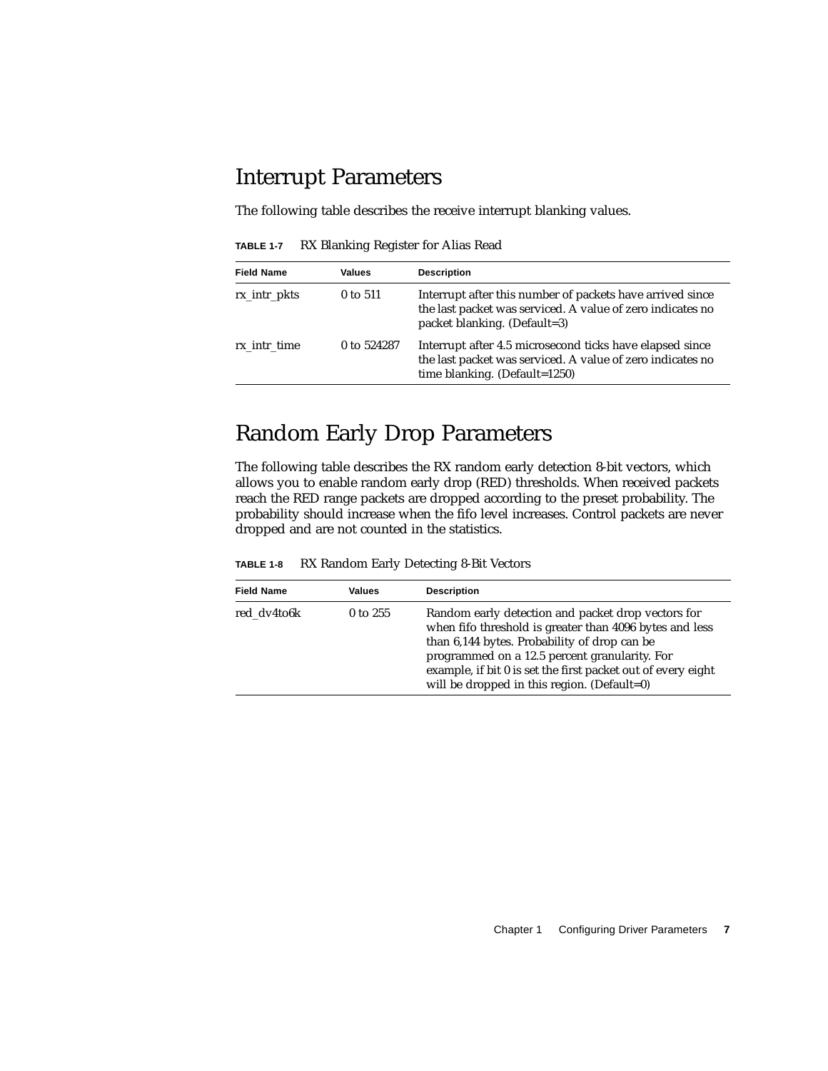## Interrupt Parameters

The following table describes the receive interrupt blanking values.

**TABLE 1-7** RX Blanking Register for Alias Read

| Field Name | Values | Description |
|---|---|---|
| rx_intr_pkts | 0 to 511 | Interrupt after this number of packets have arrived since the last packet was serviced. A value of zero indicates no packet blanking. (Default=3) |
| rx_intr_time | 0 to 524287 | Interrupt after 4.5 microsecond ticks have elapsed since the last packet was serviced. A value of zero indicates no time blanking. (Default=1250) |

## Random Early Drop Parameters

The following table describes the RX random early detection 8-bit vectors, which allows you to enable random early drop (RED) thresholds. When received packets reach the RED range packets are dropped according to the preset probability. The probability should increase when the fifo level increases. Control packets are never dropped and are not counted in the statistics.

**TABLE 1-8** RX Random Early Detecting 8-Bit Vectors

| Field Name | Values | Description |
|---|---|---|
| red_dv4to6k | 0 to 255 | Random early detection and packet drop vectors for when fifo threshold is greater than 4096 bytes and less than 6,144 bytes. Probability of drop can be programmed on a 12.5 percent granularity. For example, if bit 0 is set the first packet out of every eight will be dropped in this region. (Default=0) |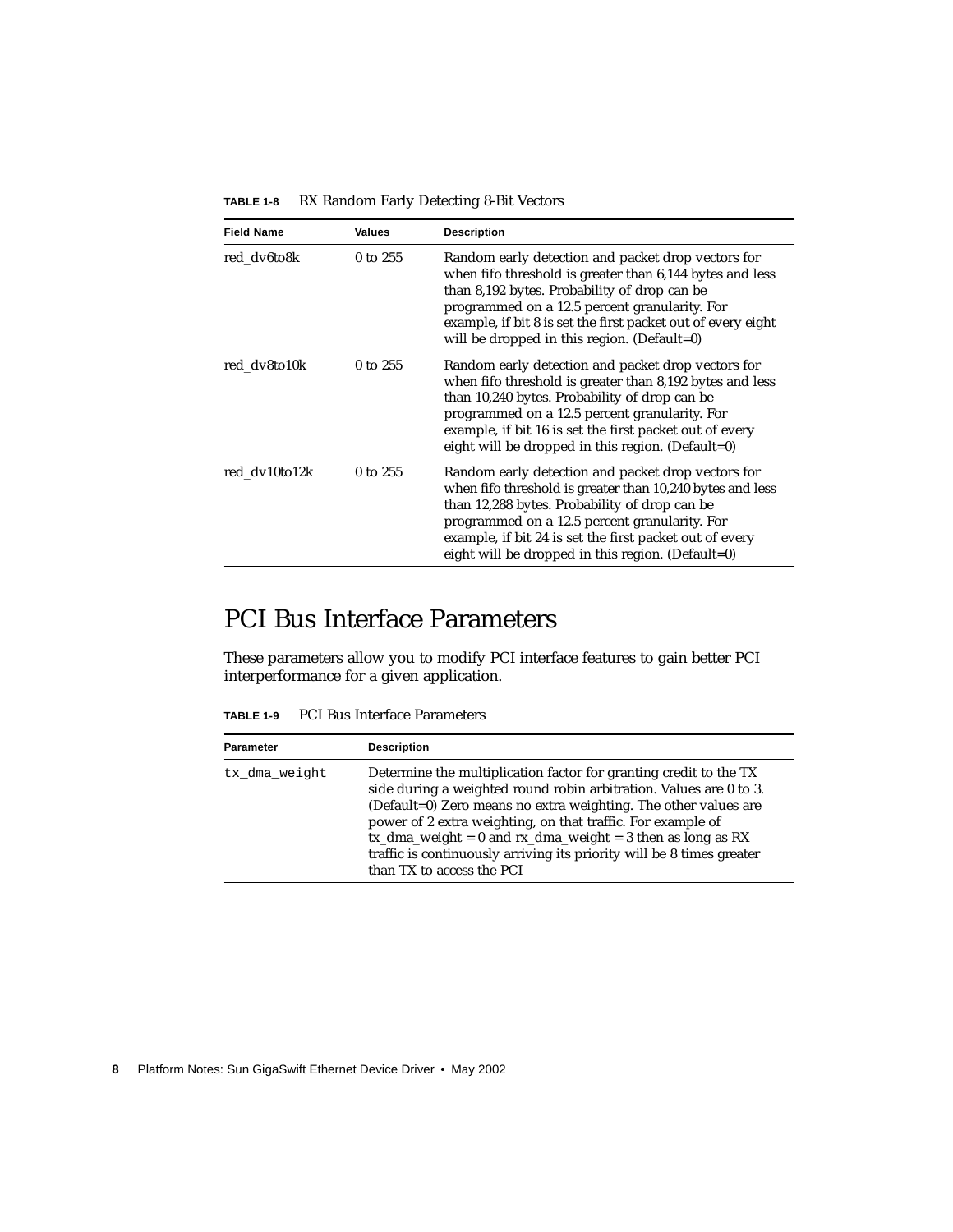**TABLE 1-8** RX Random Early Detecting 8-Bit Vectors

| Field Name | Values | Description |
|---|---|---|
| red_dv6to8k | 0 to 255 | Random early detection and packet drop vectors for when fifo threshold is greater than 6,144 bytes and less than 8,192 bytes. Probability of drop can be programmed on a 12.5 percent granularity. For example, if bit 8 is set the first packet out of every eight will be dropped in this region. (Default=0) |
| red_dv8to10k | 0 to 255 | Random early detection and packet drop vectors for when fifo threshold is greater than 8,192 bytes and less than 10,240 bytes. Probability of drop can be programmed on a 12.5 percent granularity. For example, if bit 16 is set the first packet out of every eight will be dropped in this region. (Default=0) |
| red_dv10to12k | 0 to 255 | Random early detection and packet drop vectors for when fifo threshold is greater than 10,240 bytes and less than 12,288 bytes. Probability of drop can be programmed on a 12.5 percent granularity. For example, if bit 24 is set the first packet out of every eight will be dropped in this region. (Default=0) |

# PCI Bus Interface Parameters

These parameters allow you to modify PCI interface features to gain better PCI interperformance for a given application.

**TABLE 1-9** PCI Bus Interface Parameters

| Parameter | Description |
|---|---|
| `tx_dma_weight` | Determine the multiplication factor for granting credit to the TX side during a weighted round robin arbitration. Values are 0 to 3. (Default=0) Zero means no extra weighting. The other values are power of 2 extra weighting, on that traffic. For example of tx_dma_weight = 0 and rx_dma_weight = 3 then as long as RX traffic is continuously arriving its priority will be 8 times greater than TX to access the PCI |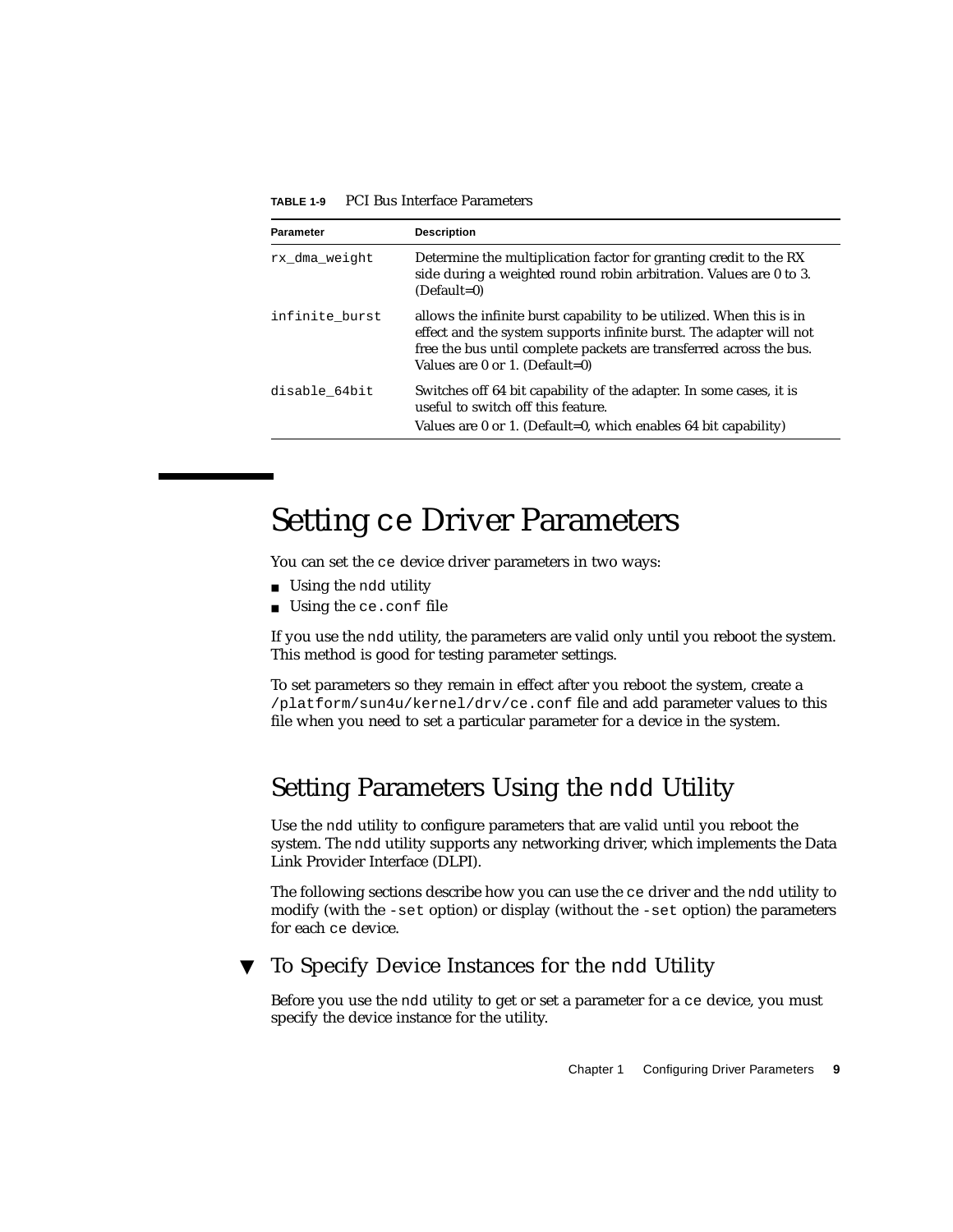**TABLE 1-9** PCI Bus Interface Parameters

| Parameter | Description |
|---|---|
| `rx_dma_weight` | Determine the multiplication factor for granting credit to the RX side during a weighted round robin arbitration. Values are 0 to 3. (Default=0) |
| `infinite_burst` | allows the infinite burst capability to be utilized. When this is in effect and the system supports infinite burst. The adapter will not free the bus until complete packets are transferred across the bus. Values are 0 or 1. (Default=0) |
| `disable_64bit` | Switches off 64 bit capability of the adapter. In some cases, it is useful to switch off this feature. Values are 0 or 1. (Default=0, which enables 64 bit capability) |

# Setting `ce` Driver Parameters

You can set the `ce` device driver parameters in two ways:

- Using the `ndd` utility
- Using the `ce.conf` file

If you use the `ndd` utility, the parameters are valid only until you reboot the system. This method is good for testing parameter settings.

To set parameters so they remain in effect after you reboot the system, create a `/platform/sun4u/kernel/drv/ce.conf` file and add parameter values to this file when you need to set a particular parameter for a device in the system.

## Setting Parameters Using the `ndd` Utility

Use the `ndd` utility to configure parameters that are valid until you reboot the system. The `ndd` utility supports any networking driver, which implements the Data Link Provider Interface (DLPI).

The following sections describe how you can use the `ce` driver and the `ndd` utility to modify (with the `-set` option) or display (without the `-set` option) the parameters for each `ce` device.

### ▼ To Specify Device Instances for the `ndd` Utility

Before you use the `ndd` utility to get or set a parameter for a `ce` device, you must specify the device instance for the utility.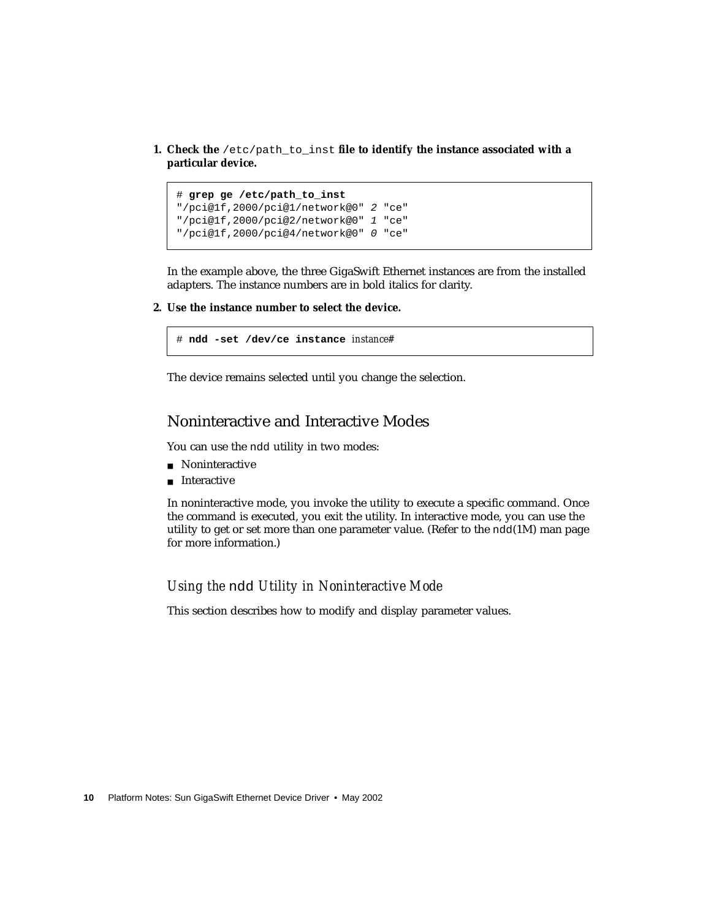1. **Check the `/etc/path_to_inst` file to identify the instance associated with a particular device.**

```
# grep ge /etc/path_to_inst
"/pci@1f,2000/pci@1/network@0" 2 "ce"
"/pci@1f,2000/pci@2/network@0" 1 "ce"
"/pci@1f,2000/pci@4/network@0" 0 "ce"
```

In the example above, the three GigaSwift Ethernet instances are from the installed adapters. The instance numbers are in bold italics for clarity.

2. **Use the instance number to select the device.**

```
# ndd -set /dev/ce instance instance#
```

The device remains selected until you change the selection.

## Noninteractive and Interactive Modes

You can use the `ndd` utility in two modes:

- Noninteractive
- Interactive

In noninteractive mode, you invoke the utility to execute a specific command. Once the command is executed, you exit the utility. In interactive mode, you can use the utility to get or set more than one parameter value. (Refer to the `ndd`(1M) man page for more information.)

### *Using the `ndd` Utility in Noninteractive Mode*

This section describes how to modify and display parameter values.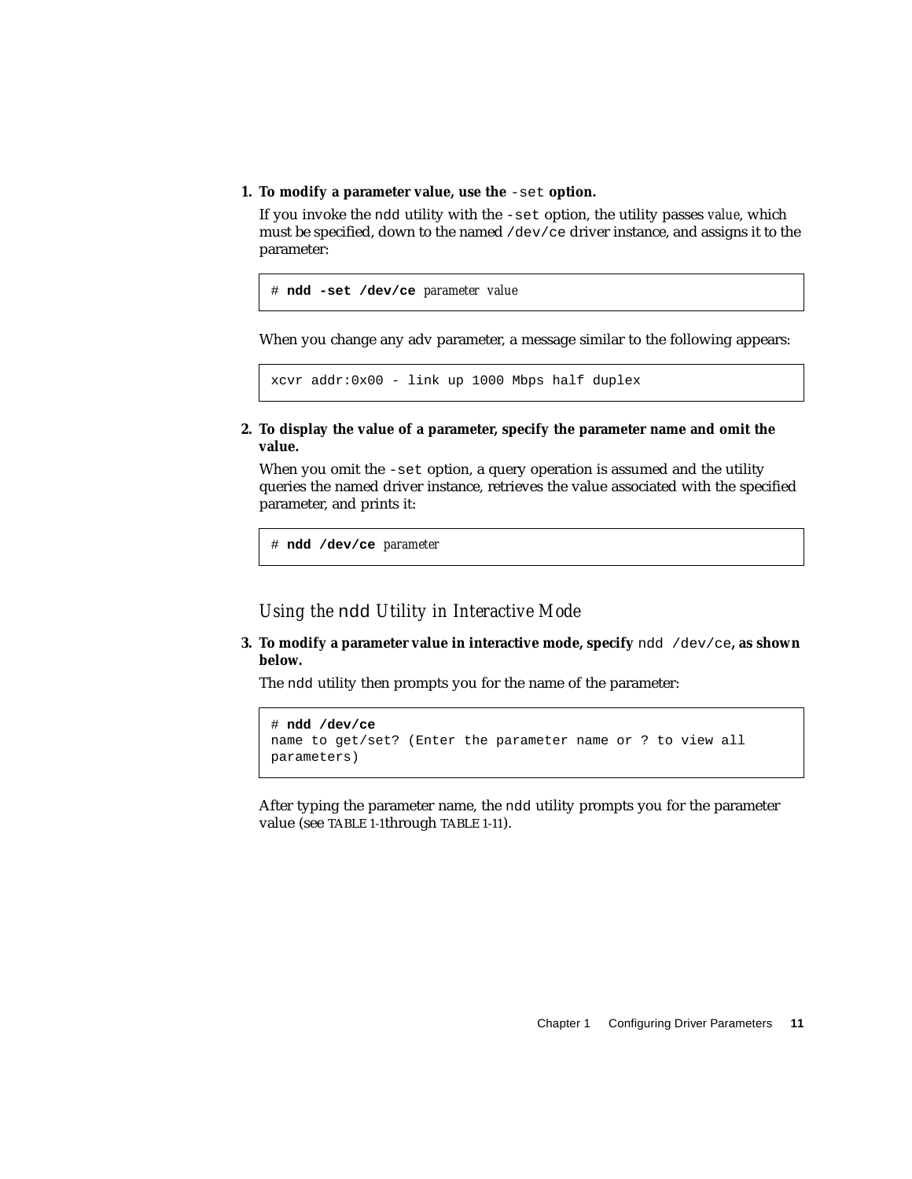1. **To modify a parameter value, use the `-set` option.**

   If you invoke the `ndd` utility with the `-set` option, the utility passes *value*, which must be specified, down to the named `/dev/ce` driver instance, and assigns it to the parameter:

   ```
   # ndd -set /dev/ce parameter value
   ```

   When you change any adv parameter, a message similar to the following appears:

   ```
   xcvr addr:0x00 - link up 1000 Mbps half duplex
   ```

2. **To display the value of a parameter, specify the parameter name and omit the value.**

   When you omit the `-set` option, a query operation is assumed and the utility queries the named driver instance, retrieves the value associated with the specified parameter, and prints it:

   ```
   # ndd /dev/ce parameter
   ```

### *Using the `ndd` Utility in Interactive Mode*

3. **To modify a parameter value in interactive mode, specify `ndd /dev/ce`, as shown below.**

   The `ndd` utility then prompts you for the name of the parameter:

   ```
   # ndd /dev/ce
   name to get/set? (Enter the parameter name or ? to view all
   parameters)
   ```

   After typing the parameter name, the `ndd` utility prompts you for the parameter value (see TABLE 1-1through TABLE 1-11).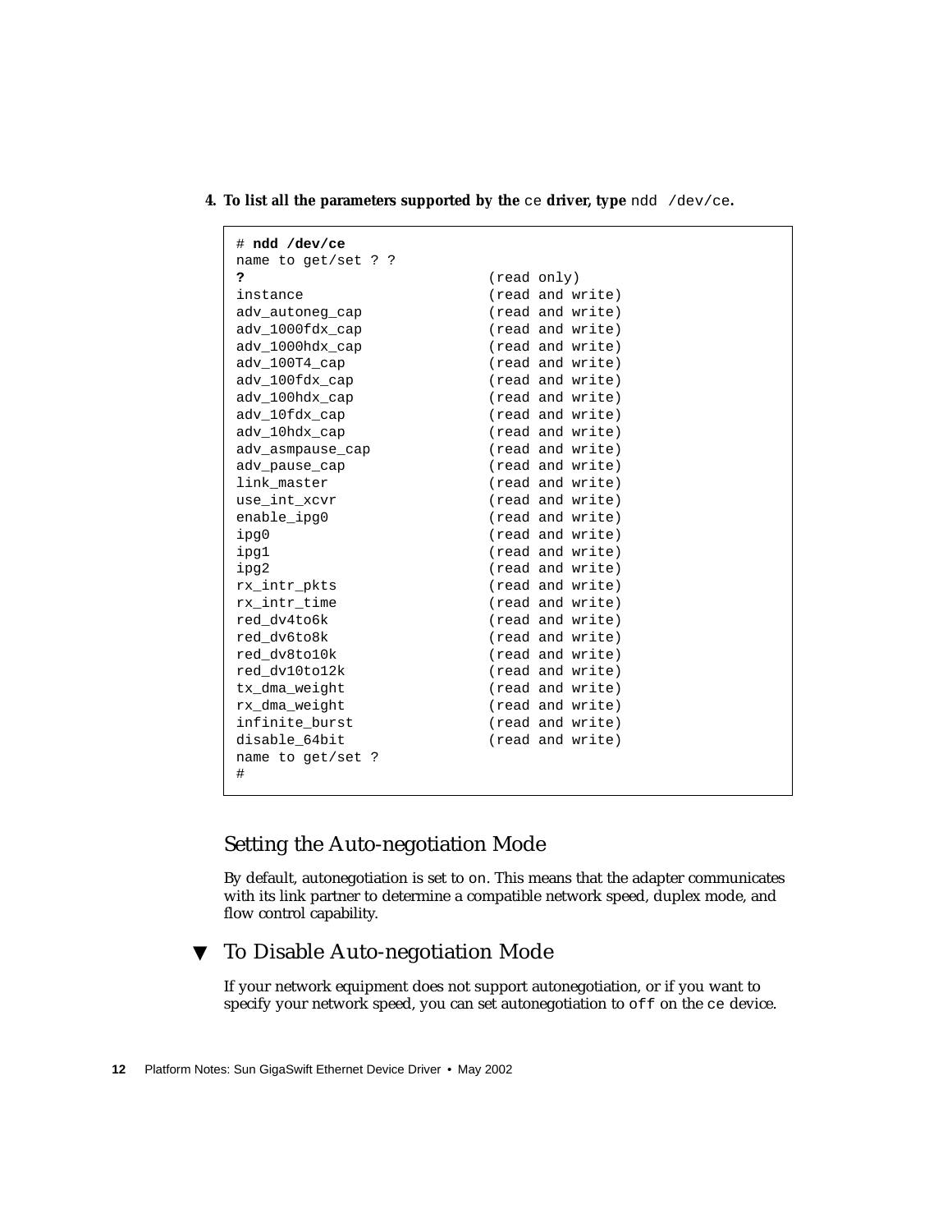4. **To list all the parameters supported by the** `ce` **driver, type** `ndd /dev/ce`**.**

```
# ndd /dev/ce
name to get/set ? ?
?                              (read only)
instance                       (read and write)
adv_autoneg_cap                (read and write)
adv_1000fdx_cap                (read and write)
adv_1000hdx_cap                (read and write)
adv_100T4_cap                  (read and write)
adv_100fdx_cap                 (read and write)
adv_100hdx_cap                 (read and write)
adv_10fdx_cap                  (read and write)
adv_10hdx_cap                  (read and write)
adv_asmpause_cap               (read and write)
adv_pause_cap                  (read and write)
link_master                    (read and write)
use_int_xcvr                   (read and write)
enable_ipg0                    (read and write)
ipg0                           (read and write)
ipg1                           (read and write)
ipg2                           (read and write)
rx_intr_pkts                   (read and write)
rx_intr_time                   (read and write)
red_dv4to6k                    (read and write)
red_dv6to8k                    (read and write)
red_dv8to10k                   (read and write)
red_dv10to12k                  (read and write)
tx_dma_weight                  (read and write)
rx_dma_weight                  (read and write)
infinite_burst                 (read and write)
disable_64bit                  (read and write)
name to get/set ?
#
```

## Setting the Auto-negotiation Mode

By default, autonegotiation is set to `on`. This means that the adapter communicates with its link partner to determine a compatible network speed, duplex mode, and flow control capability.

## ▼ To Disable Auto-negotiation Mode

If your network equipment does not support autonegotiation, or if you want to specify your network speed, you can set autonegotiation to `off` on the `ce` device.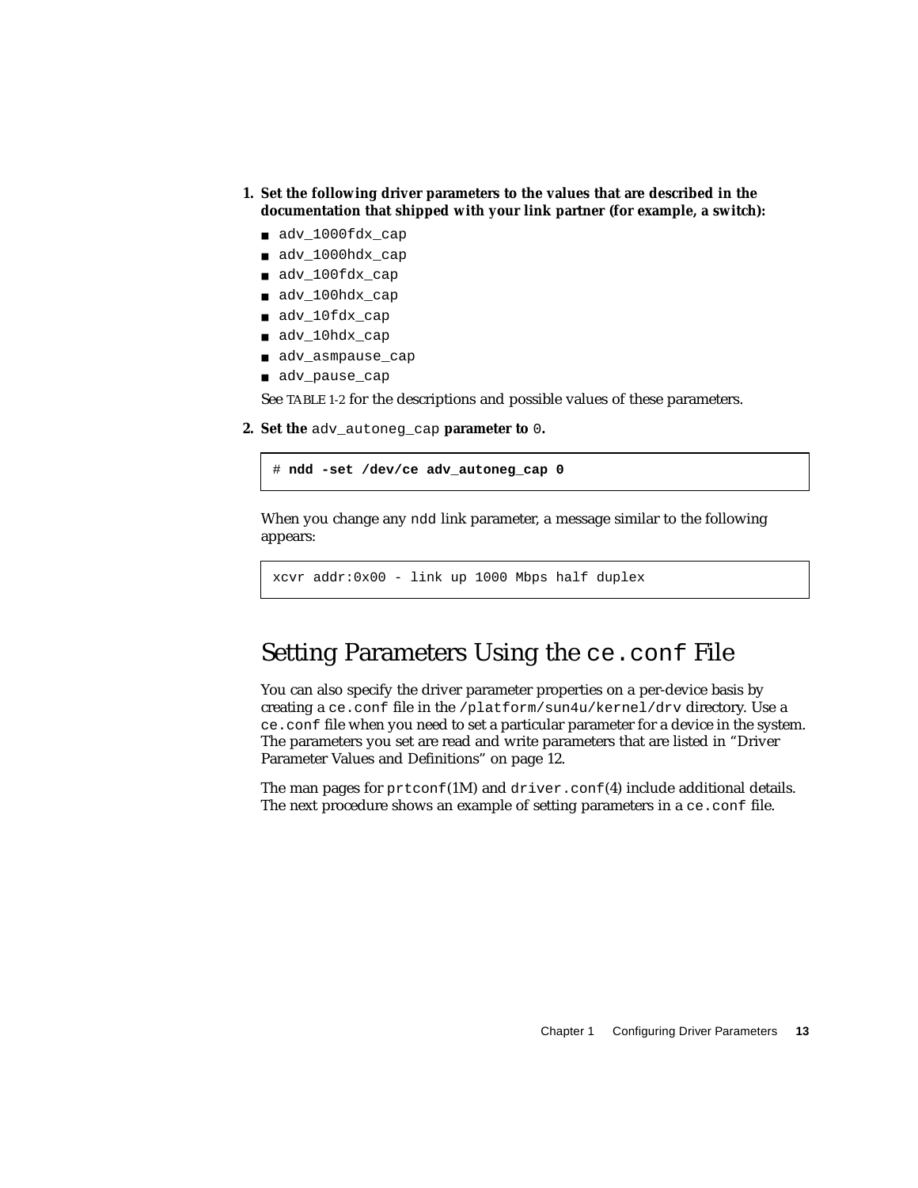1. **Set the following driver parameters to the values that are described in the documentation that shipped with your link partner (for example, a switch):**
   - `adv_1000fdx_cap`
   - `adv_1000hdx_cap`
   - `adv_100fdx_cap`
   - `adv_100hdx_cap`
   - `adv_10fdx_cap`
   - `adv_10hdx_cap`
   - `adv_asmpause_cap`
   - `adv_pause_cap`

   See TABLE 1-2 for the descriptions and possible values of these parameters.

2. **Set the** `adv_autoneg_cap` **parameter to** `0`**.**

   ```
   # ndd -set /dev/ce adv_autoneg_cap 0
   ```

   When you change any `ndd` link parameter, a message similar to the following appears:

   ```
   xcvr addr:0x00 - link up 1000 Mbps half duplex
   ```

## Setting Parameters Using the `ce.conf` File

You can also specify the driver parameter properties on a per-device basis by creating a `ce.conf` file in the `/platform/sun4u/kernel/drv` directory. Use a `ce.conf` file when you need to set a particular parameter for a device in the system. The parameters you set are read and write parameters that are listed in "Driver Parameter Values and Definitions" on page 12.

The man pages for `prtconf`(1M) and `driver.conf`(4) include additional details. The next procedure shows an example of setting parameters in a `ce.conf` file.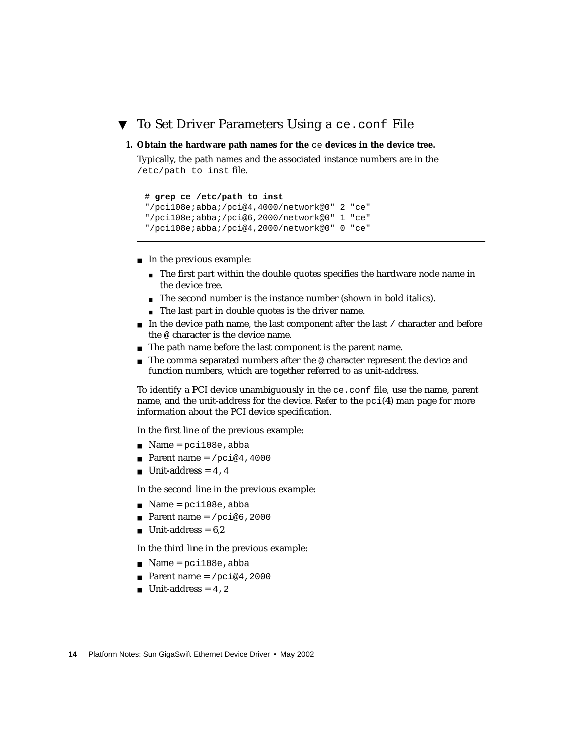## ▼ To Set Driver Parameters Using a `ce.conf` File

**1. Obtain the hardware path names for the `ce` devices in the device tree.**

Typically, the path names and the associated instance numbers are in the `/etc/path_to_inst` file.

```
# grep ce /etc/path_to_inst
"/pci108e;abba;/pci@4,4000/network@0" 2 "ce"
"/pci108e;abba;/pci@6,2000/network@0" 1 "ce"
"/pci108e;abba;/pci@4,2000/network@0" 0 "ce"
```

- In the previous example:
  - The first part within the double quotes specifies the hardware node name in the device tree.
  - The second number is the instance number (shown in bold italics).
  - The last part in double quotes is the driver name.
- In the device path name, the last component after the last `/` character and before the `@` character is the device name.
- The path name before the last component is the parent name.
- The comma separated numbers after the `@` character represent the device and function numbers, which are together referred to as unit-address.

To identify a PCI device unambiguously in the `ce.conf` file, use the name, parent name, and the unit-address for the device. Refer to the `pci`(4) man page for more information about the PCI device specification.

In the first line of the previous example:

- Name = `pci108e,abba`
- Parent name = `/pci@4,4000`
- Unit-address = `4,4`

In the second line in the previous example:

- Name = `pci108e,abba`
- Parent name = `/pci@6,2000`
- Unit-address = 6,2

In the third line in the previous example:

- Name = `pci108e,abba`
- Parent name = `/pci@4,2000`
- Unit-address = `4,2`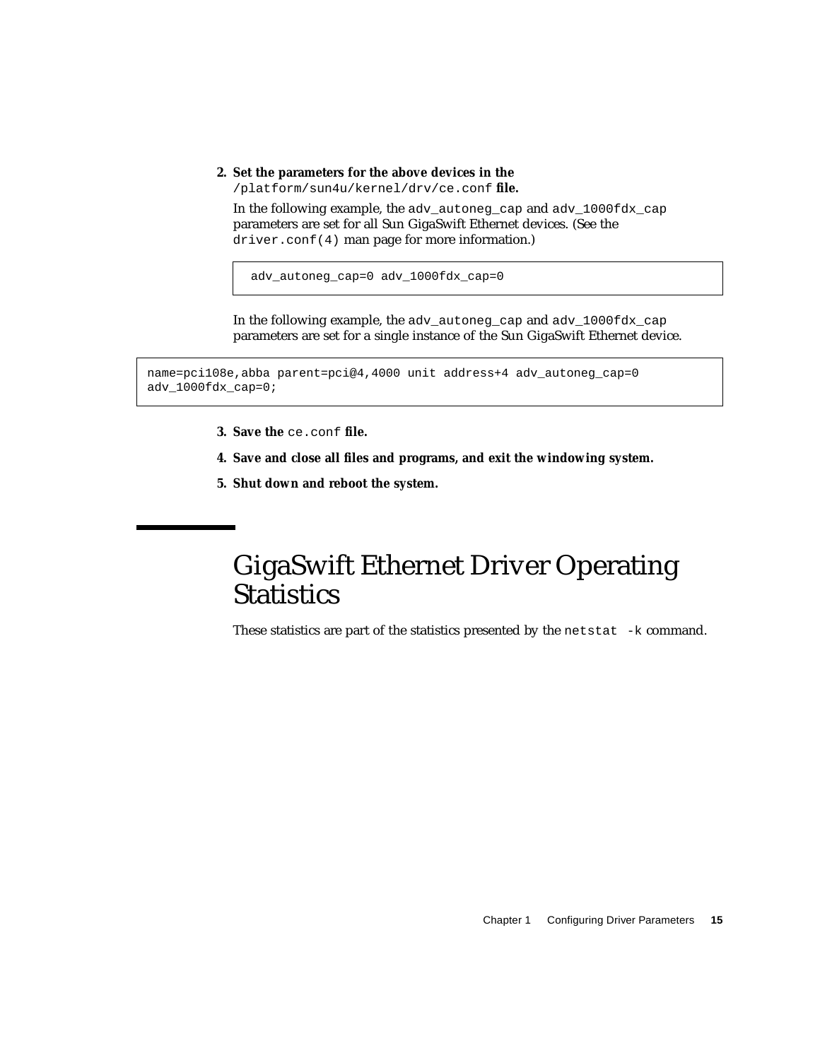2. **Set the parameters for the above devices in the** `/platform/sun4u/kernel/drv/ce.conf` **file.**

   In the following example, the `adv_autoneg_cap` and `adv_1000fdx_cap` parameters are set for all Sun GigaSwift Ethernet devices. (See the `driver.conf(4)` man page for more information.)

   ```
   adv_autoneg_cap=0 adv_1000fdx_cap=0
   ```

   In the following example, the `adv_autoneg_cap` and `adv_1000fdx_cap` parameters are set for a single instance of the Sun GigaSwift Ethernet device.

```
name=pci108e,abba parent=pci@4,4000 unit address+4 adv_autoneg_cap=0
adv_1000fdx_cap=0;
```

3. **Save the** `ce.conf` **file.**
4. **Save and close all files and programs, and exit the windowing system.**
5. **Shut down and reboot the system.**

# GigaSwift Ethernet Driver Operating Statistics

These statistics are part of the statistics presented by the `netstat -k` command.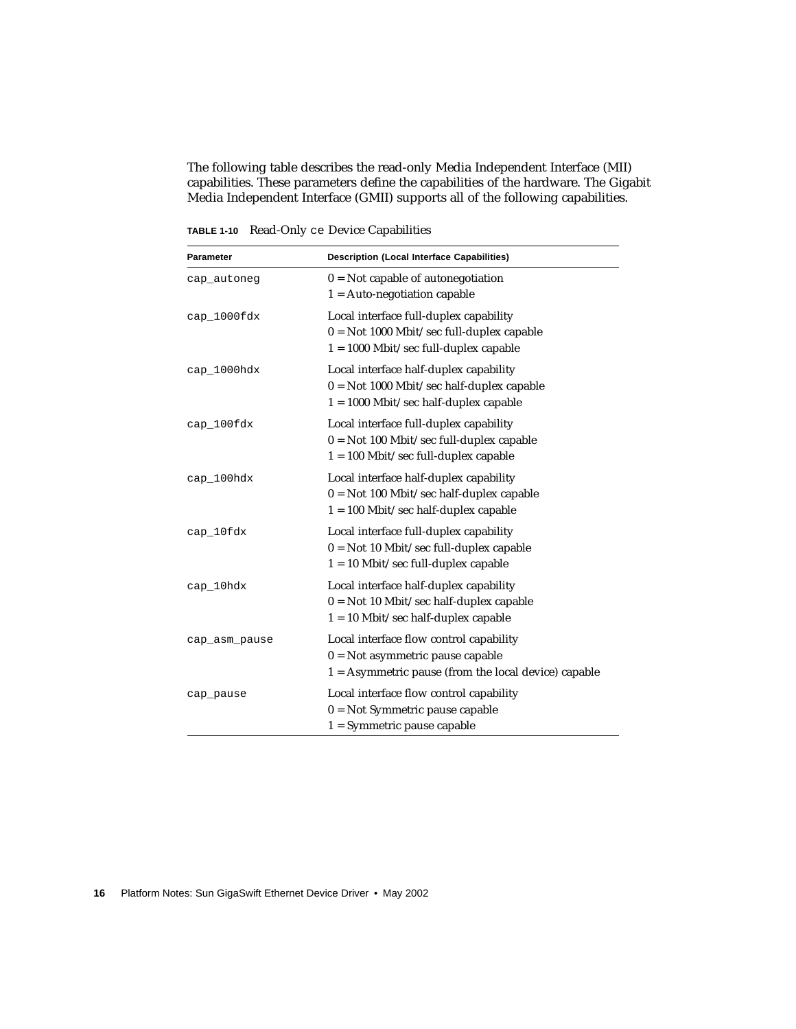The following table describes the read-only Media Independent Interface (MII) capabilities. These parameters define the capabilities of the hardware. The Gigabit Media Independent Interface (GMII) supports all of the following capabilities.

**TABLE 1-10** Read-Only `ce` Device Capabilities

| Parameter | Description (Local Interface Capabilities) |
| --- | --- |
| `cap_autoneg` | 0 = Not capable of autonegotiation<br>1 = Auto-negotiation capable |
| `cap_1000fdx` | Local interface full-duplex capability<br>0 = Not 1000 Mbit/sec full-duplex capable<br>1 = 1000 Mbit/sec full-duplex capable |
| `cap_1000hdx` | Local interface half-duplex capability<br>0 = Not 1000 Mbit/sec half-duplex capable<br>1 = 1000 Mbit/sec half-duplex capable |
| `cap_100fdx` | Local interface full-duplex capability<br>0 = Not 100 Mbit/sec full-duplex capable<br>1 = 100 Mbit/sec full-duplex capable |
| `cap_100hdx` | Local interface half-duplex capability<br>0 = Not 100 Mbit/sec half-duplex capable<br>1 = 100 Mbit/sec half-duplex capable |
| `cap_10fdx` | Local interface full-duplex capability<br>0 = Not 10 Mbit/sec full-duplex capable<br>1 = 10 Mbit/sec full-duplex capable |
| `cap_10hdx` | Local interface half-duplex capability<br>0 = Not 10 Mbit/sec half-duplex capable<br>1 = 10 Mbit/sec half-duplex capable |
| `cap_asm_pause` | Local interface flow control capability<br>0 = Not asymmetric pause capable<br>1 = Asymmetric pause (from the local device) capable |
| `cap_pause` | Local interface flow control capability<br>0 = Not Symmetric pause capable<br>1 = Symmetric pause capable |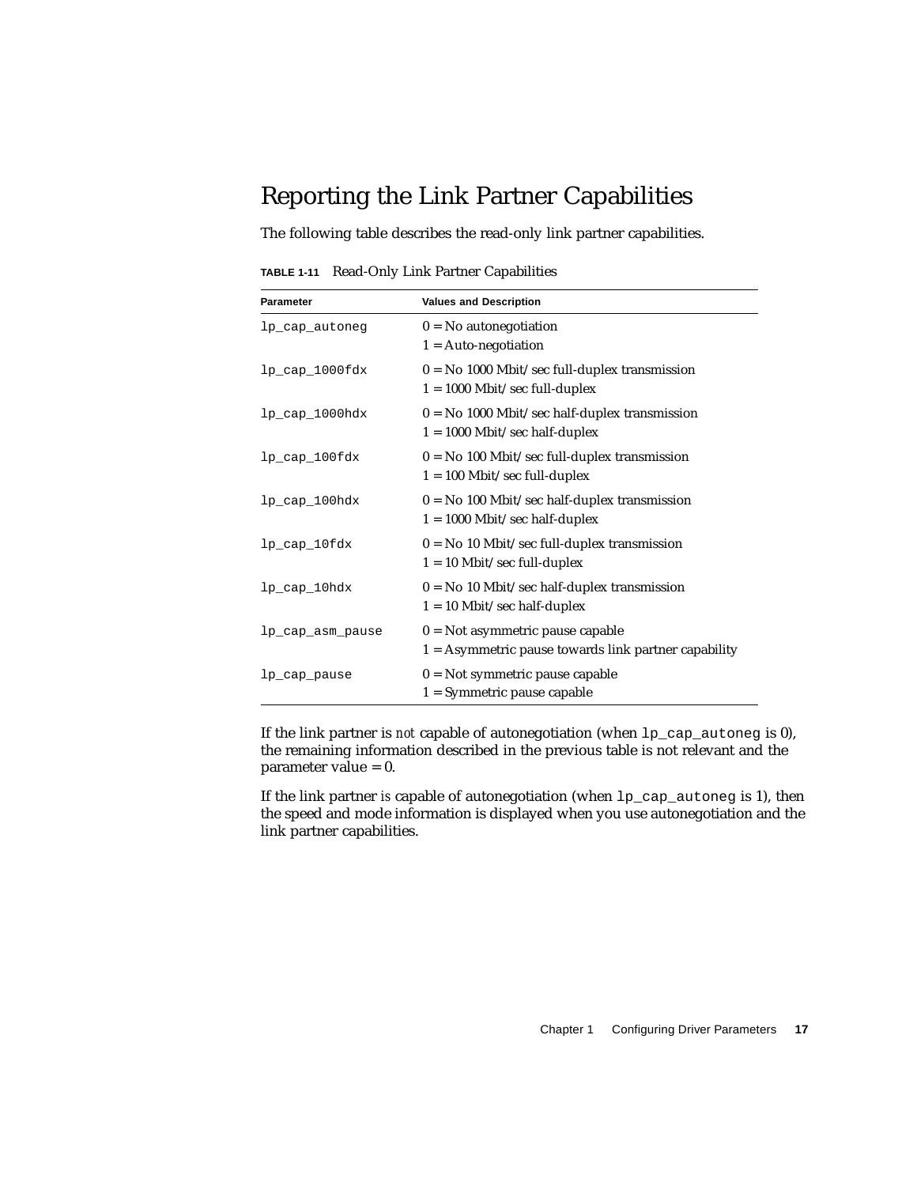## Reporting the Link Partner Capabilities

The following table describes the read-only link partner capabilities.

**TABLE 1-11** Read-Only Link Partner Capabilities

| Parameter | Values and Description |
|---|---|
| `lp_cap_autoneg` | 0 = No autonegotiation<br>1 = Auto-negotiation |
| `lp_cap_1000fdx` | 0 = No 1000 Mbit/sec full-duplex transmission<br>1 = 1000 Mbit/sec full-duplex |
| `lp_cap_1000hdx` | 0 = No 1000 Mbit/sec half-duplex transmission<br>1 = 1000 Mbit/sec half-duplex |
| `lp_cap_100fdx` | 0 = No 100 Mbit/sec full-duplex transmission<br>1 = 100 Mbit/sec full-duplex |
| `lp_cap_100hdx` | 0 = No 100 Mbit/sec half-duplex transmission<br>1 = 1000 Mbit/sec half-duplex |
| `lp_cap_10fdx` | 0 = No 10 Mbit/sec full-duplex transmission<br>1 = 10 Mbit/sec full-duplex |
| `lp_cap_10hdx` | 0 = No 10 Mbit/sec half-duplex transmission<br>1 = 10 Mbit/sec half-duplex |
| `lp_cap_asm_pause` | 0 = Not asymmetric pause capable<br>1 = Asymmetric pause towards link partner capability |
| `lp_cap_pause` | 0 = Not symmetric pause capable<br>1 = Symmetric pause capable |

If the link partner is *not* capable of autonegotiation (when `lp_cap_autoneg` is 0), the remaining information described in the previous table is not relevant and the parameter value = 0.

If the link partner *is* capable of autonegotiation (when `lp_cap_autoneg` is 1), then the speed and mode information is displayed when you use autonegotiation and the link partner capabilities.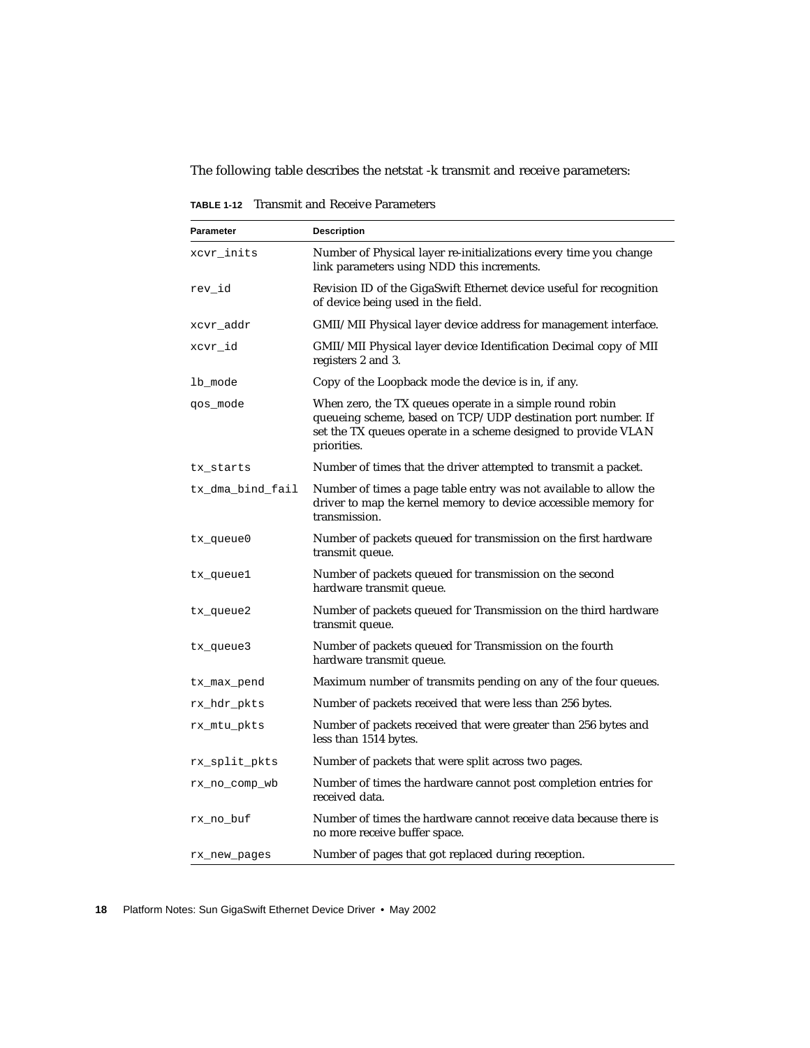The following table describes the netstat -k transmit and receive parameters:

**TABLE 1-12** Transmit and Receive Parameters

| Parameter | Description |
|---|---|
| `xcvr_inits` | Number of Physical layer re-initializations every time you change link parameters using NDD this increments. |
| `rev_id` | Revision ID of the GigaSwift Ethernet device useful for recognition of device being used in the field. |
| `xcvr_addr` | GMII/MII Physical layer device address for management interface. |
| `xcvr_id` | GMII/MII Physical layer device Identification Decimal copy of MII registers 2 and 3. |
| `lb_mode` | Copy of the Loopback mode the device is in, if any. |
| `qos_mode` | When zero, the TX queues operate in a simple round robin queueing scheme, based on TCP/UDP destination port number. If set the TX queues operate in a scheme designed to provide VLAN priorities. |
| `tx_starts` | Number of times that the driver attempted to transmit a packet. |
| `tx_dma_bind_fail` | Number of times a page table entry was not available to allow the driver to map the kernel memory to device accessible memory for transmission. |
| `tx_queue0` | Number of packets queued for transmission on the first hardware transmit queue. |
| `tx_queue1` | Number of packets queued for transmission on the second hardware transmit queue. |
| `tx_queue2` | Number of packets queued for Transmission on the third hardware transmit queue. |
| `tx_queue3` | Number of packets queued for Transmission on the fourth hardware transmit queue. |
| `tx_max_pend` | Maximum number of transmits pending on any of the four queues. |
| `rx_hdr_pkts` | Number of packets received that were less than 256 bytes. |
| `rx_mtu_pkts` | Number of packets received that were greater than 256 bytes and less than 1514 bytes. |
| `rx_split_pkts` | Number of packets that were split across two pages. |
| `rx_no_comp_wb` | Number of times the hardware cannot post completion entries for received data. |
| `rx_no_buf` | Number of times the hardware cannot receive data because there is no more receive buffer space. |
| `rx_new_pages` | Number of pages that got replaced during reception. |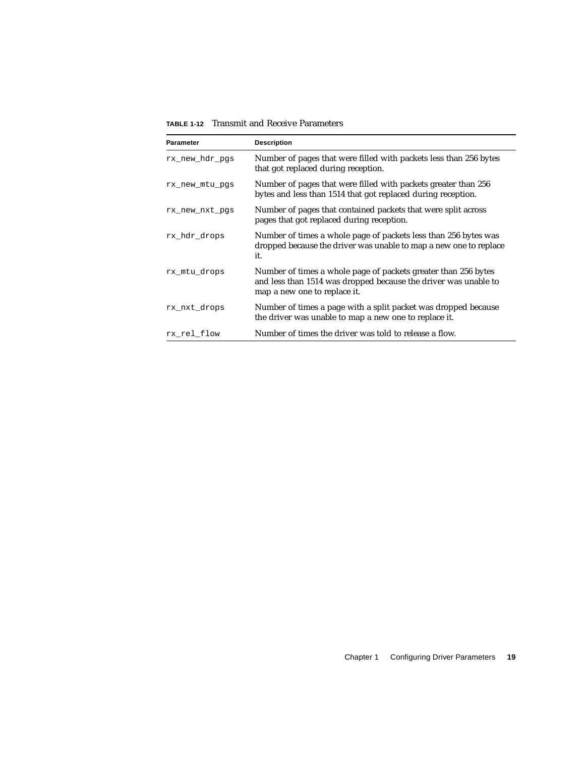**TABLE 1-12** Transmit and Receive Parameters

| Parameter | Description |
|---|---|
| `rx_new_hdr_pgs` | Number of pages that were filled with packets less than 256 bytes that got replaced during reception. |
| `rx_new_mtu_pgs` | Number of pages that were filled with packets greater than 256 bytes and less than 1514 that got replaced during reception. |
| `rx_new_nxt_pgs` | Number of pages that contained packets that were split across pages that got replaced during reception. |
| `rx_hdr_drops` | Number of times a whole page of packets less than 256 bytes was dropped because the driver was unable to map a new one to replace it. |
| `rx_mtu_drops` | Number of times a whole page of packets greater than 256 bytes and less than 1514 was dropped because the driver was unable to map a new one to replace it. |
| `rx_nxt_drops` | Number of times a page with a split packet was dropped because the driver was unable to map a new one to replace it. |
| `rx_rel_flow` | Number of times the driver was told to release a flow. |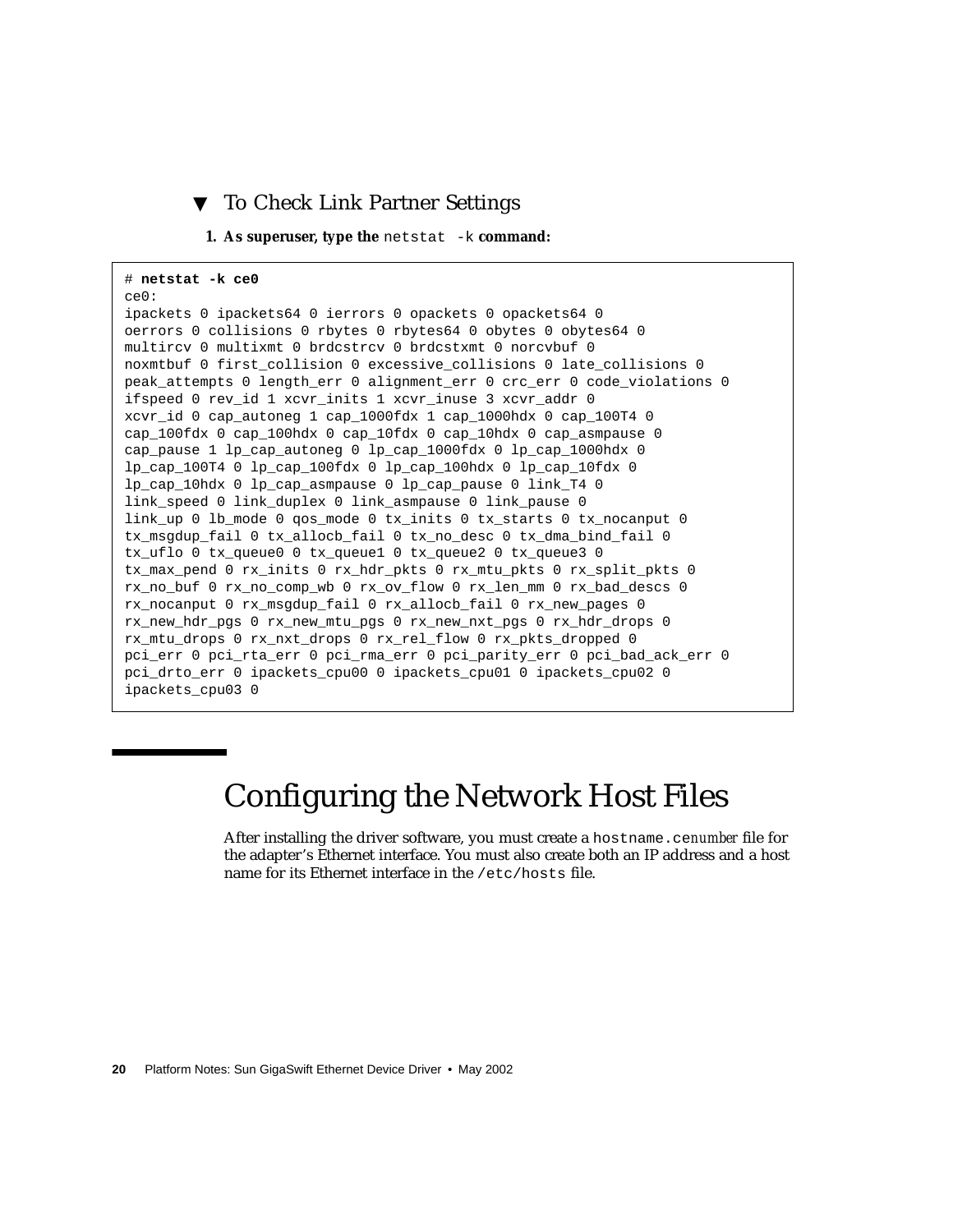### ▼ To Check Link Partner Settings

**1. As superuser, type the** `netstat -k` **command:**

```
# netstat -k ce0
ce0:
ipackets 0 ipackets64 0 ierrors 0 opackets 0 opackets64 0
oerrors 0 collisions 0 rbytes 0 rbytes64 0 obytes 0 obytes64 0
multircv 0 multixmt 0 brdcstrcv 0 brdcstxmt 0 norcvbuf 0
noxmtbuf 0 first_collision 0 excessive_collisions 0 late_collisions 0
peak_attempts 0 length_err 0 alignment_err 0 crc_err 0 code_violations 0
ifspeed 0 rev_id 1 xcvr_inits 1 xcvr_inuse 3 xcvr_addr 0
xcvr_id 0 cap_autoneg 1 cap_1000fdx 1 cap_1000hdx 0 cap_100T4 0
cap_100fdx 0 cap_100hdx 0 cap_10fdx 0 cap_10hdx 0 cap_asmpause 0
cap_pause 1 lp_cap_autoneg 0 lp_cap_1000fdx 0 lp_cap_1000hdx 0
lp_cap_100T4 0 lp_cap_100fdx 0 lp_cap_100hdx 0 lp_cap_10fdx 0
lp_cap_10hdx 0 lp_cap_asmpause 0 lp_cap_pause 0 link_T4 0
link_speed 0 link_duplex 0 link_asmpause 0 link_pause 0
link_up 0 lb_mode 0 qos_mode 0 tx_inits 0 tx_starts 0 tx_nocanput 0
tx_msgdup_fail 0 tx_allocb_fail 0 tx_no_desc 0 tx_dma_bind_fail 0
tx_uflo 0 tx_queue0 0 tx_queue1 0 tx_queue2 0 tx_queue3 0
tx_max_pend 0 rx_inits 0 rx_hdr_pkts 0 rx_mtu_pkts 0 rx_split_pkts 0
rx_no_buf 0 rx_no_comp_wb 0 rx_ov_flow 0 rx_len_mm 0 rx_bad_descs 0
rx_nocanput 0 rx_msgdup_fail 0 rx_allocb_fail 0 rx_new_pages 0
rx_new_hdr_pgs 0 rx_new_mtu_pgs 0 rx_new_nxt_pgs 0 rx_hdr_drops 0
rx_mtu_drops 0 rx_nxt_drops 0 rx_rel_flow 0 rx_pkts_dropped 0
pci_err 0 pci_rta_err 0 pci_rma_err 0 pci_parity_err 0 pci_bad_ack_err 0
pci_drto_err 0 ipackets_cpu00 0 ipackets_cpu01 0 ipackets_cpu02 0
ipackets_cpu03 0
```

# Configuring the Network Host Files

After installing the driver software, you must create a `hostname.ce`*number* file for the adapter's Ethernet interface. You must also create both an IP address and a host name for its Ethernet interface in the `/etc/hosts` file.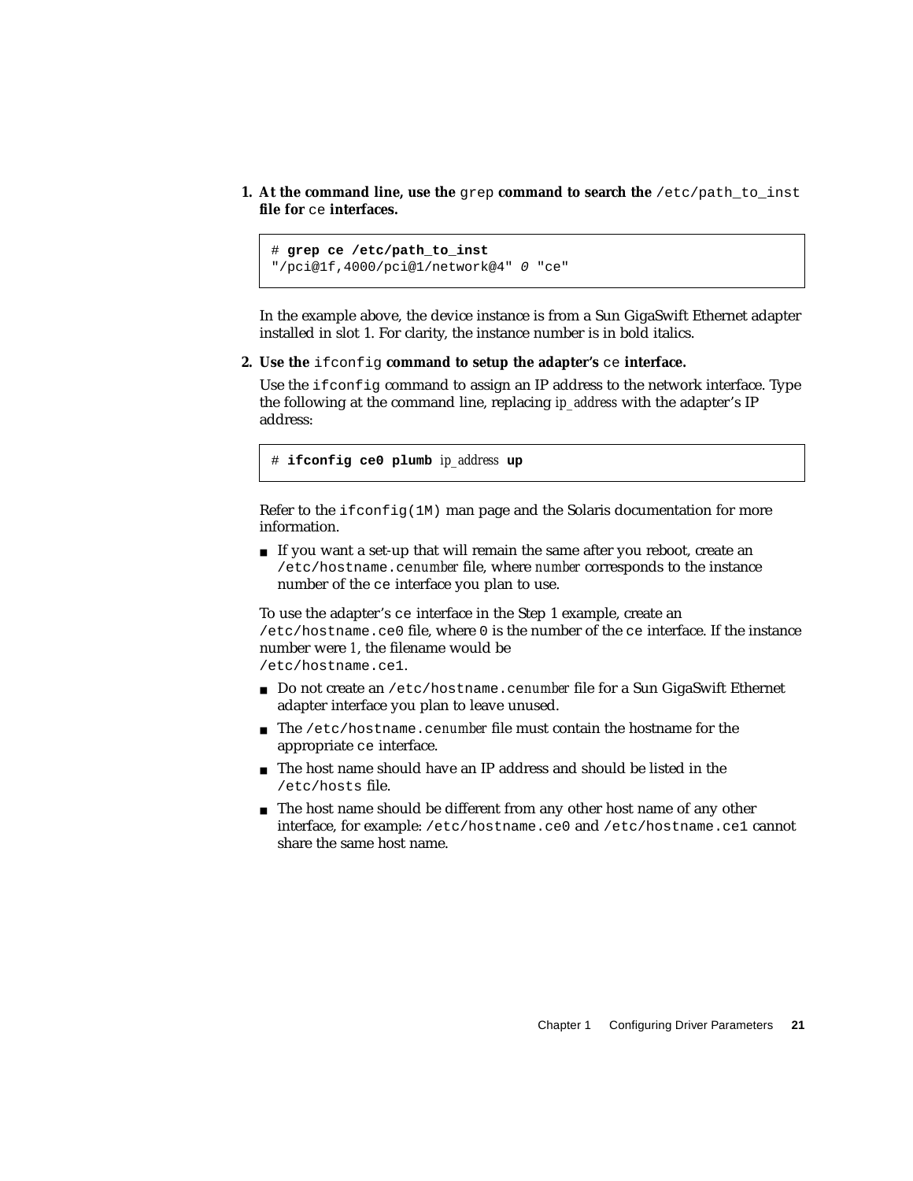1. **At the command line, use the `grep` command to search the `/etc/path_to_inst` file for `ce` interfaces.**

```
# grep ce /etc/path_to_inst
"/pci@1f,4000/pci@1/network@4" 0 "ce"
```

In the example above, the device instance is from a Sun GigaSwift Ethernet adapter installed in slot 1. For clarity, the instance number is in bold italics.

2. **Use the `ifconfig` command to setup the adapter's `ce` interface.**

Use the `ifconfig` command to assign an IP address to the network interface. Type the following at the command line, replacing *ip_address* with the adapter's IP address:

```
# ifconfig ce0 plumb ip_address up
```

Refer to the `ifconfig(1M)` man page and the Solaris documentation for more information.

- If you want a set-up that will remain the same after you reboot, create an `/etc/hostname.ce`*number* file, where *number* corresponds to the instance number of the `ce` interface you plan to use.

To use the adapter's `ce` interface in the Step 1 example, create an `/etc/hostname.ce0` file, where `0` is the number of the `ce` interface. If the instance number were *1*, the filename would be `/etc/hostname.ce1`.

- Do not create an `/etc/hostname.ce`*number* file for a Sun GigaSwift Ethernet adapter interface you plan to leave unused.
- The `/etc/hostname.ce`*number* file must contain the hostname for the appropriate `ce` interface.
- The host name should have an IP address and should be listed in the `/etc/hosts` file.
- The host name should be different from any other host name of any other interface, for example: `/etc/hostname.ce0` and `/etc/hostname.ce1` cannot share the same host name.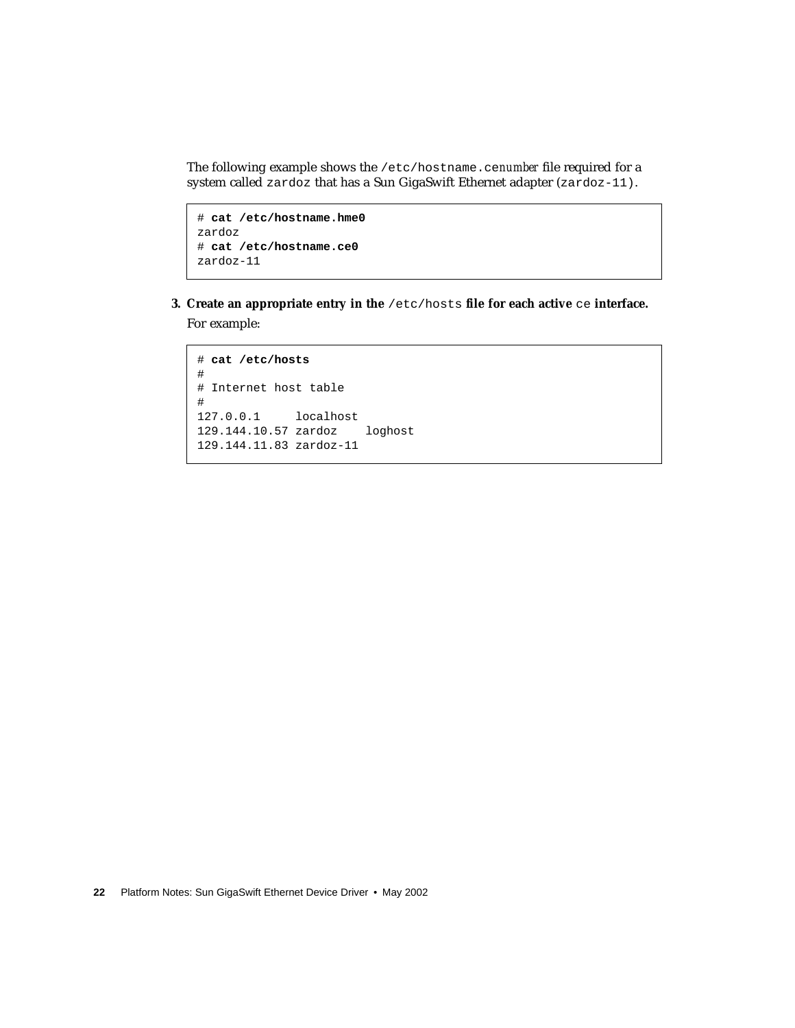The following example shows the `/etc/hostname.ce`*number* file required for a system called `zardoz` that has a Sun GigaSwift Ethernet adapter (`zardoz-11`).

```
# cat /etc/hostname.hme0
zardoz
# cat /etc/hostname.ce0
zardoz-11
```

**3. Create an appropriate entry in the `/etc/hosts` file for each active `ce` interface.**

For example:

```
# cat /etc/hosts
#
# Internet host table
#
127.0.0.1     localhost
129.144.10.57 zardoz    loghost
129.144.11.83 zardoz-11
```